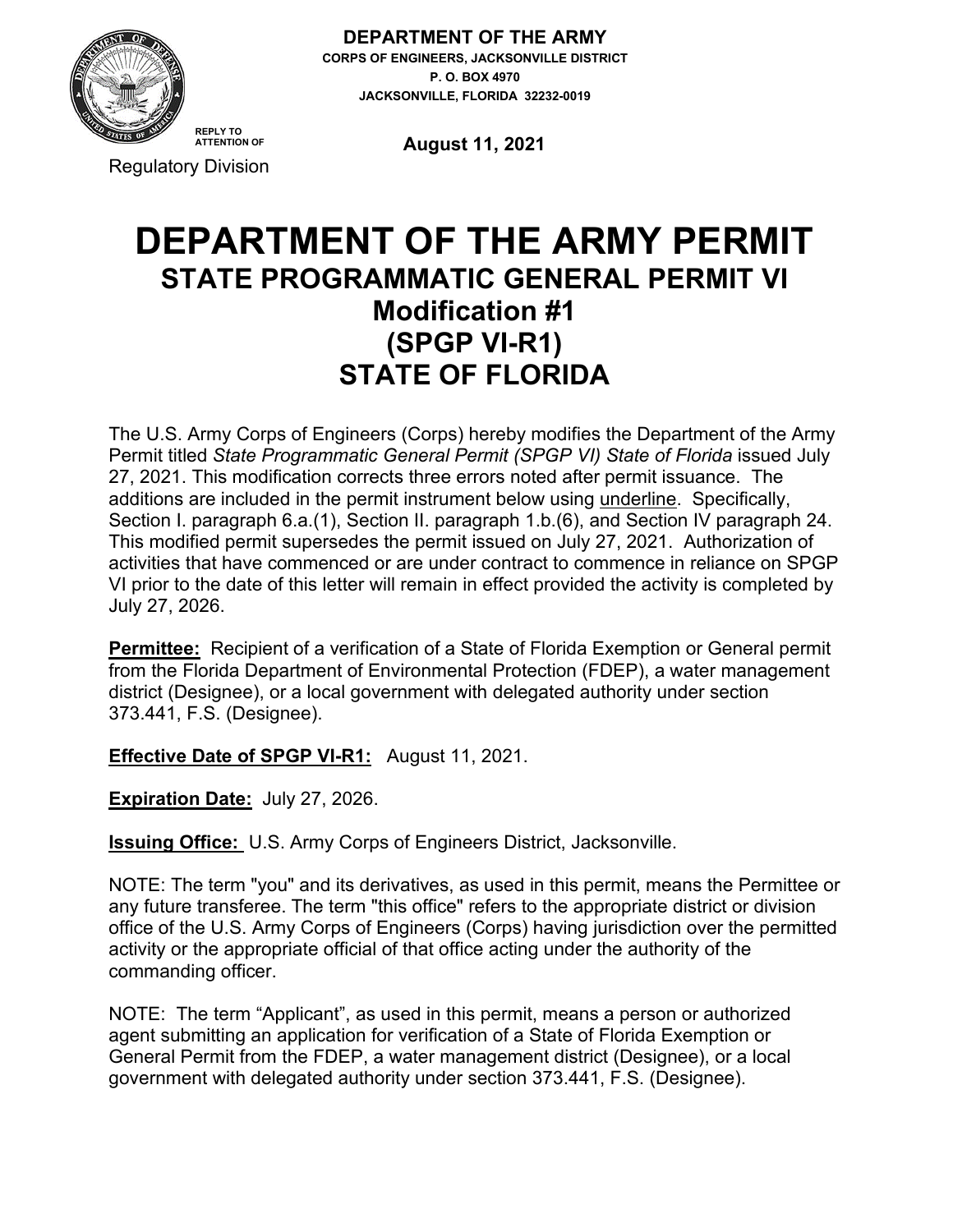**DEPARTMENT OF THE ARMY**
**CORPS OF ENGINEERS, JACKSONVILLE DISTRICT**
**P. O. BOX 4970**
**JACKSONVILLE, FLORIDA 32232-0019**

REPLY TO ATTENTION OF
Regulatory Division

**August 11, 2021**

# DEPARTMENT OF THE ARMY PERMIT
## STATE PROGRAMMATIC GENERAL PERMIT VI
## Modification #1
## (SPGP VI-R1)
## STATE OF FLORIDA

The U.S. Army Corps of Engineers (Corps) hereby modifies the Department of the Army Permit titled *State Programmatic General Permit (SPGP VI) State of Florida* issued July 27, 2021. This modification corrects three errors noted after permit issuance. The additions are included in the permit instrument below using <u>underline</u>. Specifically, Section I. paragraph 6.a.(1), Section II. paragraph 1.b.(6), and Section IV paragraph 24. This modified permit supersedes the permit issued on July 27, 2021. Authorization of activities that have commenced or are under contract to commence in reliance on SPGP VI prior to the date of this letter will remain in effect provided the activity is completed by July 27, 2026.

**<u>Permittee:</u>** Recipient of a verification of a State of Florida Exemption or General permit from the Florida Department of Environmental Protection (FDEP), a water management district (Designee), or a local government with delegated authority under section 373.441, F.S. (Designee).

**<u>Effective Date of SPGP VI-R1:</u>** August 11, 2021.

**<u>Expiration Date:</u>** July 27, 2026.

**<u>Issuing Office:</u>** U.S. Army Corps of Engineers District, Jacksonville.

NOTE: The term "you" and its derivatives, as used in this permit, means the Permittee or any future transferee. The term "this office" refers to the appropriate district or division office of the U.S. Army Corps of Engineers (Corps) having jurisdiction over the permitted activity or the appropriate official of that office acting under the authority of the commanding officer.

NOTE: The term "Applicant", as used in this permit, means a person or authorized agent submitting an application for verification of a State of Florida Exemption or General Permit from the FDEP, a water management district (Designee), or a local government with delegated authority under section 373.441, F.S. (Designee).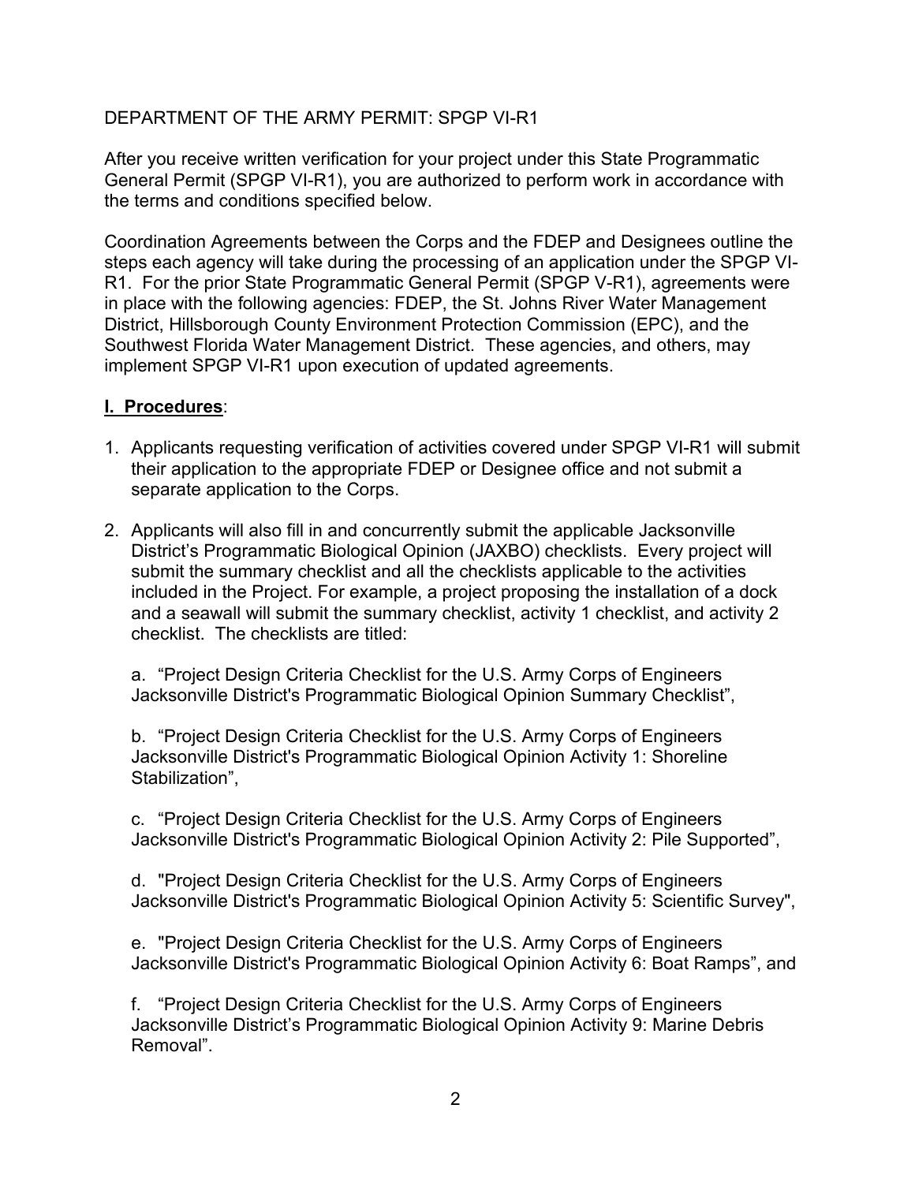DEPARTMENT OF THE ARMY PERMIT: SPGP VI-R1

After you receive written verification for your project under this State Programmatic General Permit (SPGP VI-R1), you are authorized to perform work in accordance with the terms and conditions specified below.

Coordination Agreements between the Corps and the FDEP and Designees outline the steps each agency will take during the processing of an application under the SPGP VI-R1. For the prior State Programmatic General Permit (SPGP V-R1), agreements were in place with the following agencies: FDEP, the St. Johns River Water Management District, Hillsborough County Environment Protection Commission (EPC), and the Southwest Florida Water Management District. These agencies, and others, may implement SPGP VI-R1 upon execution of updated agreements.

## I. Procedures:

1. Applicants requesting verification of activities covered under SPGP VI-R1 will submit their application to the appropriate FDEP or Designee office and not submit a separate application to the Corps.

2. Applicants will also fill in and concurrently submit the applicable Jacksonville District's Programmatic Biological Opinion (JAXBO) checklists. Every project will submit the summary checklist and all the checklists applicable to the activities included in the Project. For example, a project proposing the installation of a dock and a seawall will submit the summary checklist, activity 1 checklist, and activity 2 checklist. The checklists are titled:

   a. "Project Design Criteria Checklist for the U.S. Army Corps of Engineers Jacksonville District's Programmatic Biological Opinion Summary Checklist",

   b. "Project Design Criteria Checklist for the U.S. Army Corps of Engineers Jacksonville District's Programmatic Biological Opinion Activity 1: Shoreline Stabilization",

   c. "Project Design Criteria Checklist for the U.S. Army Corps of Engineers Jacksonville District's Programmatic Biological Opinion Activity 2: Pile Supported",

   d. "Project Design Criteria Checklist for the U.S. Army Corps of Engineers Jacksonville District's Programmatic Biological Opinion Activity 5: Scientific Survey",

   e. "Project Design Criteria Checklist for the U.S. Army Corps of Engineers Jacksonville District's Programmatic Biological Opinion Activity 6: Boat Ramps", and

   f. "Project Design Criteria Checklist for the U.S. Army Corps of Engineers Jacksonville District's Programmatic Biological Opinion Activity 9: Marine Debris Removal".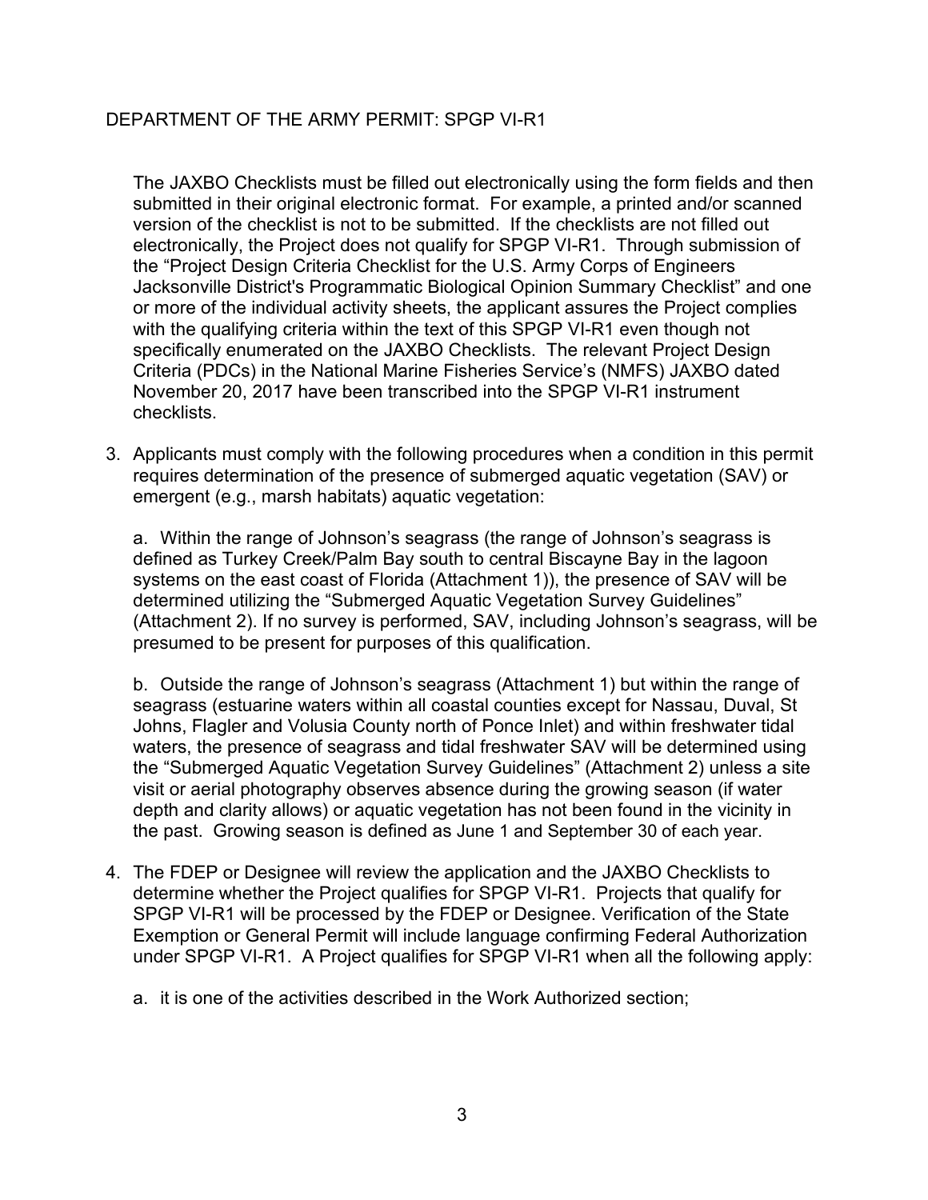The JAXBO Checklists must be filled out electronically using the form fields and then submitted in their original electronic format. For example, a printed and/or scanned version of the checklist is not to be submitted. If the checklists are not filled out electronically, the Project does not qualify for SPGP VI-R1. Through submission of the "Project Design Criteria Checklist for the U.S. Army Corps of Engineers Jacksonville District's Programmatic Biological Opinion Summary Checklist" and one or more of the individual activity sheets, the applicant assures the Project complies with the qualifying criteria within the text of this SPGP VI-R1 even though not specifically enumerated on the JAXBO Checklists. The relevant Project Design Criteria (PDCs) in the National Marine Fisheries Service's (NMFS) JAXBO dated November 20, 2017 have been transcribed into the SPGP VI-R1 instrument checklists.

3. Applicants must comply with the following procedures when a condition in this permit requires determination of the presence of submerged aquatic vegetation (SAV) or emergent (e.g., marsh habitats) aquatic vegetation:

   a. Within the range of Johnson's seagrass (the range of Johnson's seagrass is defined as Turkey Creek/Palm Bay south to central Biscayne Bay in the lagoon systems on the east coast of Florida (Attachment 1)), the presence of SAV will be determined utilizing the "Submerged Aquatic Vegetation Survey Guidelines" (Attachment 2). If no survey is performed, SAV, including Johnson's seagrass, will be presumed to be present for purposes of this qualification.

   b. Outside the range of Johnson's seagrass (Attachment 1) but within the range of seagrass (estuarine waters within all coastal counties except for Nassau, Duval, St Johns, Flagler and Volusia County north of Ponce Inlet) and within freshwater tidal waters, the presence of seagrass and tidal freshwater SAV will be determined using the "Submerged Aquatic Vegetation Survey Guidelines" (Attachment 2) unless a site visit or aerial photography observes absence during the growing season (if water depth and clarity allows) or aquatic vegetation has not been found in the vicinity in the past. Growing season is defined as June 1 and September 30 of each year.

4. The FDEP or Designee will review the application and the JAXBO Checklists to determine whether the Project qualifies for SPGP VI-R1. Projects that qualify for SPGP VI-R1 will be processed by the FDEP or Designee. Verification of the State Exemption or General Permit will include language confirming Federal Authorization under SPGP VI-R1. A Project qualifies for SPGP VI-R1 when all the following apply:

   a. it is one of the activities described in the Work Authorized section;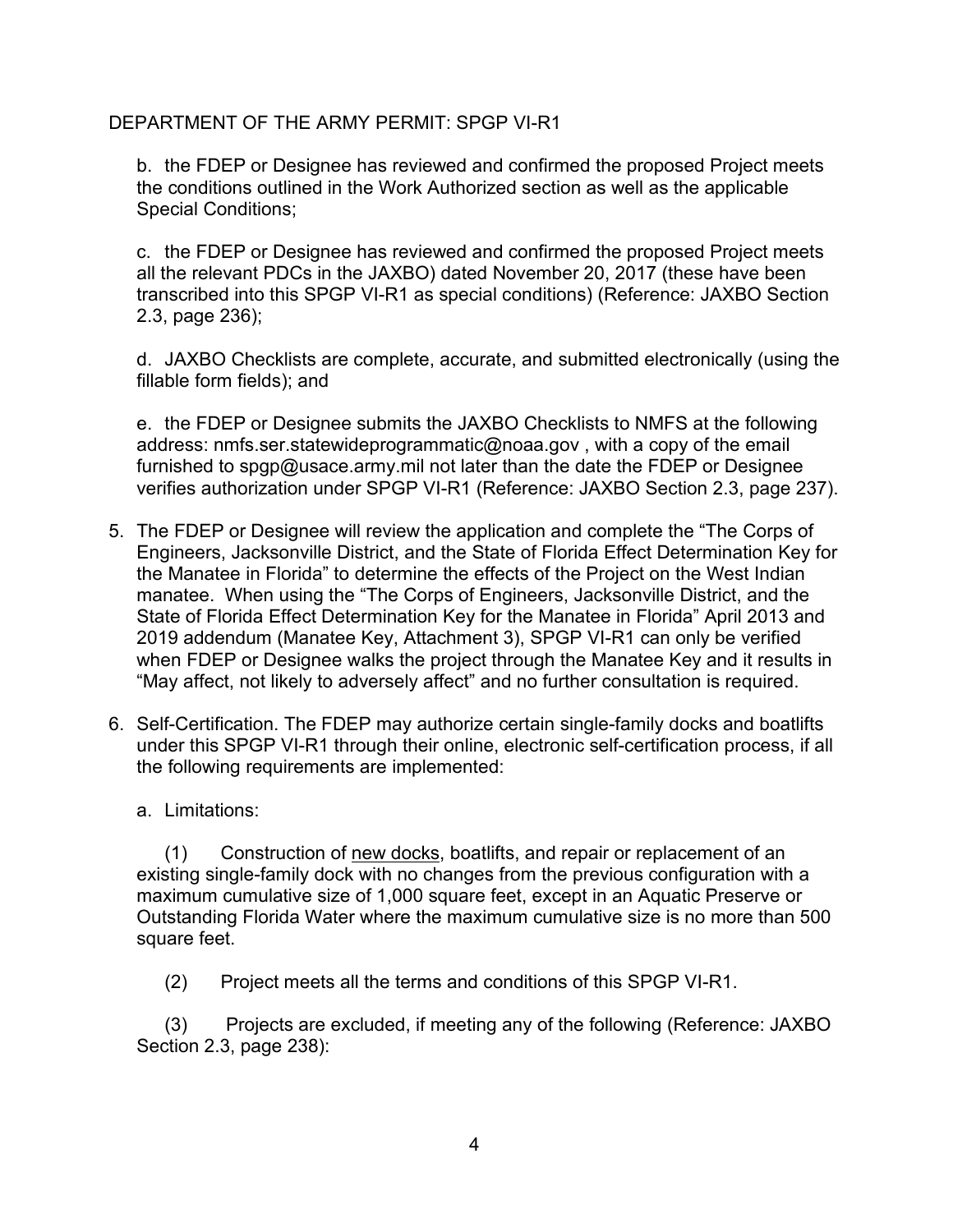b. the FDEP or Designee has reviewed and confirmed the proposed Project meets the conditions outlined in the Work Authorized section as well as the applicable Special Conditions;

c. the FDEP or Designee has reviewed and confirmed the proposed Project meets all the relevant PDCs in the JAXBO) dated November 20, 2017 (these have been transcribed into this SPGP VI-R1 as special conditions) (Reference: JAXBO Section 2.3, page 236);

d. JAXBO Checklists are complete, accurate, and submitted electronically (using the fillable form fields); and

e. the FDEP or Designee submits the JAXBO Checklists to NMFS at the following address: nmfs.ser.statewideprogrammatic@noaa.gov , with a copy of the email furnished to spgp@usace.army.mil not later than the date the FDEP or Designee verifies authorization under SPGP VI-R1 (Reference: JAXBO Section 2.3, page 237).

5. The FDEP or Designee will review the application and complete the "The Corps of Engineers, Jacksonville District, and the State of Florida Effect Determination Key for the Manatee in Florida" to determine the effects of the Project on the West Indian manatee. When using the "The Corps of Engineers, Jacksonville District, and the State of Florida Effect Determination Key for the Manatee in Florida" April 2013 and 2019 addendum (Manatee Key, Attachment 3), SPGP VI-R1 can only be verified when FDEP or Designee walks the project through the Manatee Key and it results in "May affect, not likely to adversely affect" and no further consultation is required.

6. Self-Certification. The FDEP may authorize certain single-family docks and boatlifts under this SPGP VI-R1 through their online, electronic self-certification process, if all the following requirements are implemented:

   a. Limitations:

      (1) Construction of <u>new docks</u>, boatlifts, and repair or replacement of an existing single-family dock with no changes from the previous configuration with a maximum cumulative size of 1,000 square feet, except in an Aquatic Preserve or Outstanding Florida Water where the maximum cumulative size is no more than 500 square feet.

      (2) Project meets all the terms and conditions of this SPGP VI-R1.

      (3) Projects are excluded, if meeting any of the following (Reference: JAXBO Section 2.3, page 238):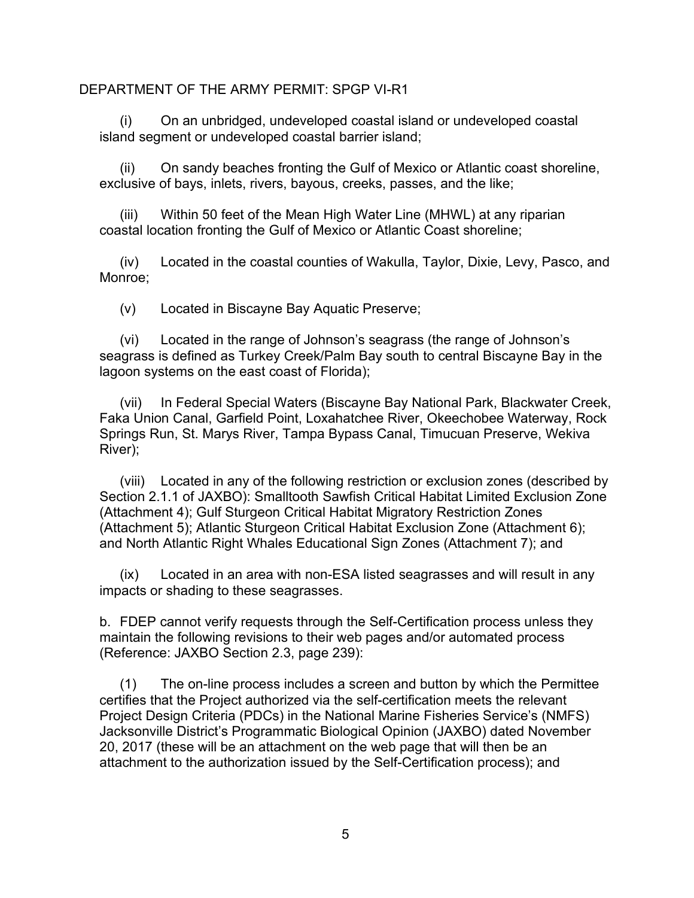DEPARTMENT OF THE ARMY PERMIT: SPGP VI-R1

(i) On an unbridged, undeveloped coastal island or undeveloped coastal island segment or undeveloped coastal barrier island;

(ii) On sandy beaches fronting the Gulf of Mexico or Atlantic coast shoreline, exclusive of bays, inlets, rivers, bayous, creeks, passes, and the like;

(iii) Within 50 feet of the Mean High Water Line (MHWL) at any riparian coastal location fronting the Gulf of Mexico or Atlantic Coast shoreline;

(iv) Located in the coastal counties of Wakulla, Taylor, Dixie, Levy, Pasco, and Monroe;

(v) Located in Biscayne Bay Aquatic Preserve;

(vi) Located in the range of Johnson's seagrass (the range of Johnson's seagrass is defined as Turkey Creek/Palm Bay south to central Biscayne Bay in the lagoon systems on the east coast of Florida);

(vii) In Federal Special Waters (Biscayne Bay National Park, Blackwater Creek, Faka Union Canal, Garfield Point, Loxahatchee River, Okeechobee Waterway, Rock Springs Run, St. Marys River, Tampa Bypass Canal, Timucuan Preserve, Wekiva River);

(viii) Located in any of the following restriction or exclusion zones (described by Section 2.1.1 of JAXBO): Smalltooth Sawfish Critical Habitat Limited Exclusion Zone (Attachment 4); Gulf Sturgeon Critical Habitat Migratory Restriction Zones (Attachment 5); Atlantic Sturgeon Critical Habitat Exclusion Zone (Attachment 6); and North Atlantic Right Whales Educational Sign Zones (Attachment 7); and

(ix) Located in an area with non-ESA listed seagrasses and will result in any impacts or shading to these seagrasses.

b. FDEP cannot verify requests through the Self-Certification process unless they maintain the following revisions to their web pages and/or automated process (Reference: JAXBO Section 2.3, page 239):

(1) The on-line process includes a screen and button by which the Permittee certifies that the Project authorized via the self-certification meets the relevant Project Design Criteria (PDCs) in the National Marine Fisheries Service's (NMFS) Jacksonville District's Programmatic Biological Opinion (JAXBO) dated November 20, 2017 (these will be an attachment on the web page that will then be an attachment to the authorization issued by the Self-Certification process); and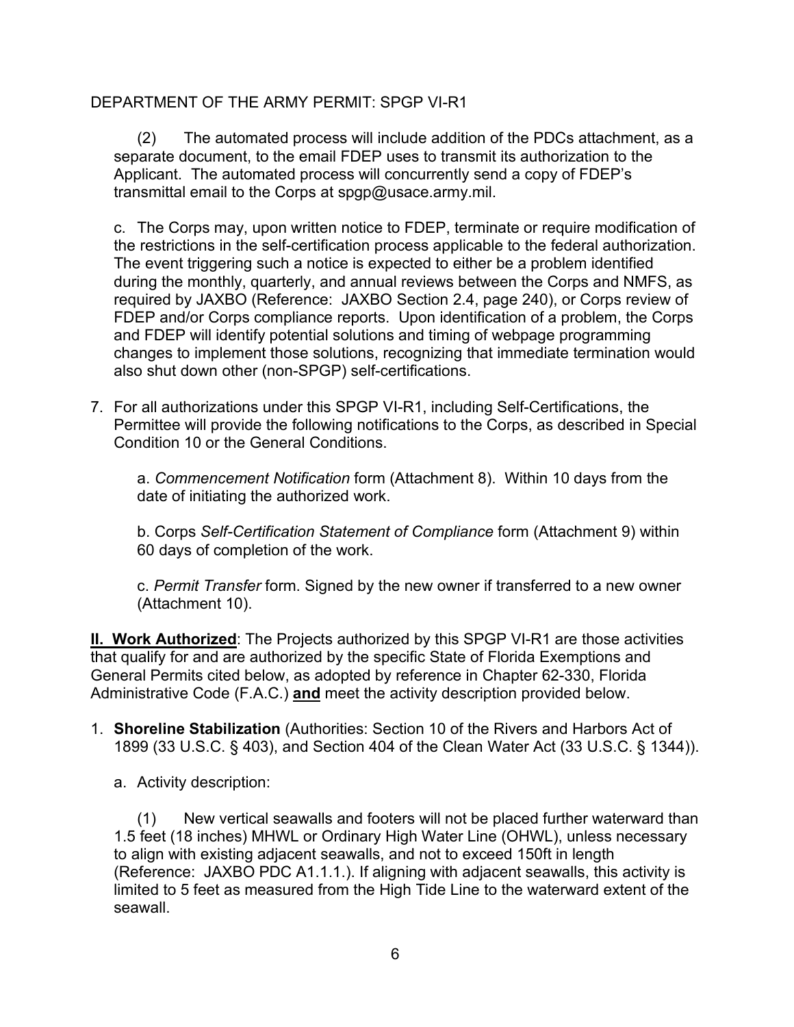DEPARTMENT OF THE ARMY PERMIT: SPGP VI-R1

(2) The automated process will include addition of the PDCs attachment, as a separate document, to the email FDEP uses to transmit its authorization to the Applicant. The automated process will concurrently send a copy of FDEP's transmittal email to the Corps at spgp@usace.army.mil.

c. The Corps may, upon written notice to FDEP, terminate or require modification of the restrictions in the self-certification process applicable to the federal authorization. The event triggering such a notice is expected to either be a problem identified during the monthly, quarterly, and annual reviews between the Corps and NMFS, as required by JAXBO (Reference: JAXBO Section 2.4, page 240), or Corps review of FDEP and/or Corps compliance reports. Upon identification of a problem, the Corps and FDEP will identify potential solutions and timing of webpage programming changes to implement those solutions, recognizing that immediate termination would also shut down other (non-SPGP) self-certifications.

7. For all authorizations under this SPGP VI-R1, including Self-Certifications, the Permittee will provide the following notifications to the Corps, as described in Special Condition 10 or the General Conditions.

   a. *Commencement Notification* form (Attachment 8). Within 10 days from the date of initiating the authorized work.

   b. Corps *Self-Certification Statement of Compliance* form (Attachment 9) within 60 days of completion of the work.

   c. *Permit Transfer* form. Signed by the new owner if transferred to a new owner (Attachment 10).

**II. Work Authorized**: The Projects authorized by this SPGP VI-R1 are those activities that qualify for and are authorized by the specific State of Florida Exemptions and General Permits cited below, as adopted by reference in Chapter 62-330, Florida Administrative Code (F.A.C.) **and** meet the activity description provided below.

1. **Shoreline Stabilization** (Authorities: Section 10 of the Rivers and Harbors Act of 1899 (33 U.S.C. § 403), and Section 404 of the Clean Water Act (33 U.S.C. § 1344)).

   a. Activity description:

   (1) New vertical seawalls and footers will not be placed further waterward than 1.5 feet (18 inches) MHWL or Ordinary High Water Line (OHWL), unless necessary to align with existing adjacent seawalls, and not to exceed 150ft in length (Reference: JAXBO PDC A1.1.1.). If aligning with adjacent seawalls, this activity is limited to 5 feet as measured from the High Tide Line to the waterward extent of the seawall.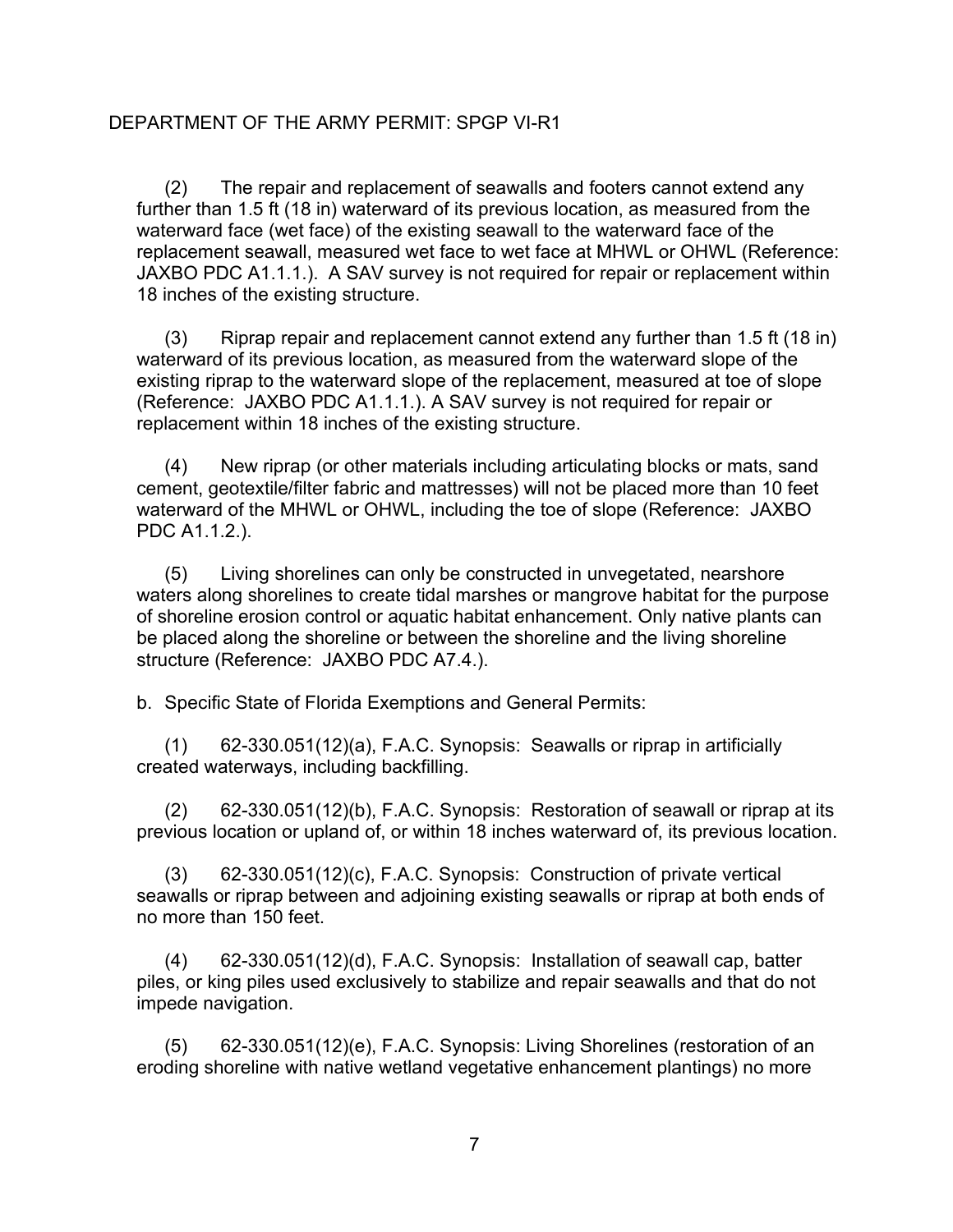(2) The repair and replacement of seawalls and footers cannot extend any further than 1.5 ft (18 in) waterward of its previous location, as measured from the waterward face (wet face) of the existing seawall to the waterward face of the replacement seawall, measured wet face to wet face at MHWL or OHWL (Reference: JAXBO PDC A1.1.1.). A SAV survey is not required for repair or replacement within 18 inches of the existing structure.

(3) Riprap repair and replacement cannot extend any further than 1.5 ft (18 in) waterward of its previous location, as measured from the waterward slope of the existing riprap to the waterward slope of the replacement, measured at toe of slope (Reference: JAXBO PDC A1.1.1.). A SAV survey is not required for repair or replacement within 18 inches of the existing structure.

(4) New riprap (or other materials including articulating blocks or mats, sand cement, geotextile/filter fabric and mattresses) will not be placed more than 10 feet waterward of the MHWL or OHWL, including the toe of slope (Reference: JAXBO PDC A1.1.2.).

(5) Living shorelines can only be constructed in unvegetated, nearshore waters along shorelines to create tidal marshes or mangrove habitat for the purpose of shoreline erosion control or aquatic habitat enhancement. Only native plants can be placed along the shoreline or between the shoreline and the living shoreline structure (Reference: JAXBO PDC A7.4.).

b. Specific State of Florida Exemptions and General Permits:

(1) 62-330.051(12)(a), F.A.C. Synopsis: Seawalls or riprap in artificially created waterways, including backfilling.

(2) 62-330.051(12)(b), F.A.C. Synopsis: Restoration of seawall or riprap at its previous location or upland of, or within 18 inches waterward of, its previous location.

(3) 62-330.051(12)(c), F.A.C. Synopsis: Construction of private vertical seawalls or riprap between and adjoining existing seawalls or riprap at both ends of no more than 150 feet.

(4) 62-330.051(12)(d), F.A.C. Synopsis: Installation of seawall cap, batter piles, or king piles used exclusively to stabilize and repair seawalls and that do not impede navigation.

(5) 62-330.051(12)(e), F.A.C. Synopsis: Living Shorelines (restoration of an eroding shoreline with native wetland vegetative enhancement plantings) no more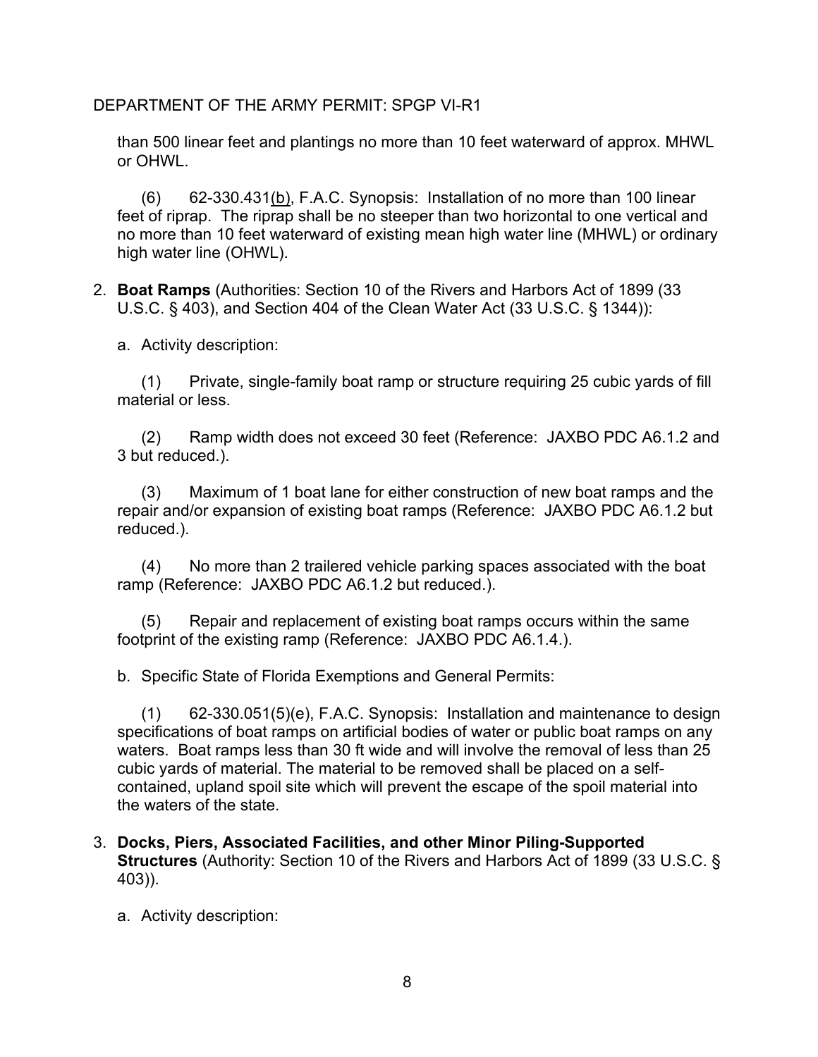than 500 linear feet and plantings no more than 10 feet waterward of approx. MHWL or OHWL.

(6) 62-330.431<u>(b)</u>, F.A.C. Synopsis: Installation of no more than 100 linear feet of riprap. The riprap shall be no steeper than two horizontal to one vertical and no more than 10 feet waterward of existing mean high water line (MHWL) or ordinary high water line (OHWL).

2. **Boat Ramps** (Authorities: Section 10 of the Rivers and Harbors Act of 1899 (33 U.S.C. § 403), and Section 404 of the Clean Water Act (33 U.S.C. § 1344)):

   a. Activity description:

   (1) Private, single-family boat ramp or structure requiring 25 cubic yards of fill material or less.

   (2) Ramp width does not exceed 30 feet (Reference: JAXBO PDC A6.1.2 and 3 but reduced.).

   (3) Maximum of 1 boat lane for either construction of new boat ramps and the repair and/or expansion of existing boat ramps (Reference: JAXBO PDC A6.1.2 but reduced.).

   (4) No more than 2 trailered vehicle parking spaces associated with the boat ramp (Reference: JAXBO PDC A6.1.2 but reduced.).

   (5) Repair and replacement of existing boat ramps occurs within the same footprint of the existing ramp (Reference: JAXBO PDC A6.1.4.).

   b. Specific State of Florida Exemptions and General Permits:

   (1) 62-330.051(5)(e), F.A.C. Synopsis: Installation and maintenance to design specifications of boat ramps on artificial bodies of water or public boat ramps on any waters. Boat ramps less than 30 ft wide and will involve the removal of less than 25 cubic yards of material. The material to be removed shall be placed on a self-contained, upland spoil site which will prevent the escape of the spoil material into the waters of the state.

3. **Docks, Piers, Associated Facilities, and other Minor Piling-Supported Structures** (Authority: Section 10 of the Rivers and Harbors Act of 1899 (33 U.S.C. § 403)).

   a. Activity description: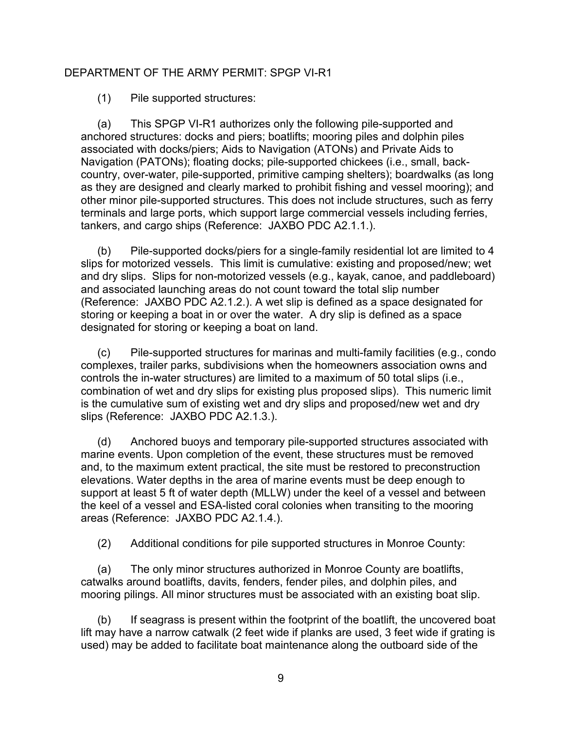DEPARTMENT OF THE ARMY PERMIT: SPGP VI-R1

(1) Pile supported structures:

(a) This SPGP VI-R1 authorizes only the following pile-supported and anchored structures: docks and piers; boatlifts; mooring piles and dolphin piles associated with docks/piers; Aids to Navigation (ATONs) and Private Aids to Navigation (PATONs); floating docks; pile-supported chickees (i.e., small, back-country, over-water, pile-supported, primitive camping shelters); boardwalks (as long as they are designed and clearly marked to prohibit fishing and vessel mooring); and other minor pile-supported structures. This does not include structures, such as ferry terminals and large ports, which support large commercial vessels including ferries, tankers, and cargo ships (Reference: JAXBO PDC A2.1.1.).

(b) Pile-supported docks/piers for a single-family residential lot are limited to 4 slips for motorized vessels. This limit is cumulative: existing and proposed/new; wet and dry slips. Slips for non-motorized vessels (e.g., kayak, canoe, and paddleboard) and associated launching areas do not count toward the total slip number (Reference: JAXBO PDC A2.1.2.). A wet slip is defined as a space designated for storing or keeping a boat in or over the water. A dry slip is defined as a space designated for storing or keeping a boat on land.

(c) Pile-supported structures for marinas and multi-family facilities (e.g., condo complexes, trailer parks, subdivisions when the homeowners association owns and controls the in-water structures) are limited to a maximum of 50 total slips (i.e., combination of wet and dry slips for existing plus proposed slips). This numeric limit is the cumulative sum of existing wet and dry slips and proposed/new wet and dry slips (Reference: JAXBO PDC A2.1.3.).

(d) Anchored buoys and temporary pile-supported structures associated with marine events. Upon completion of the event, these structures must be removed and, to the maximum extent practical, the site must be restored to preconstruction elevations. Water depths in the area of marine events must be deep enough to support at least 5 ft of water depth (MLLW) under the keel of a vessel and between the keel of a vessel and ESA-listed coral colonies when transiting to the mooring areas (Reference: JAXBO PDC A2.1.4.).

(2) Additional conditions for pile supported structures in Monroe County:

(a) The only minor structures authorized in Monroe County are boatlifts, catwalks around boatlifts, davits, fenders, fender piles, and dolphin piles, and mooring pilings. All minor structures must be associated with an existing boat slip.

(b) If seagrass is present within the footprint of the boatlift, the uncovered boat lift may have a narrow catwalk (2 feet wide if planks are used, 3 feet wide if grating is used) may be added to facilitate boat maintenance along the outboard side of the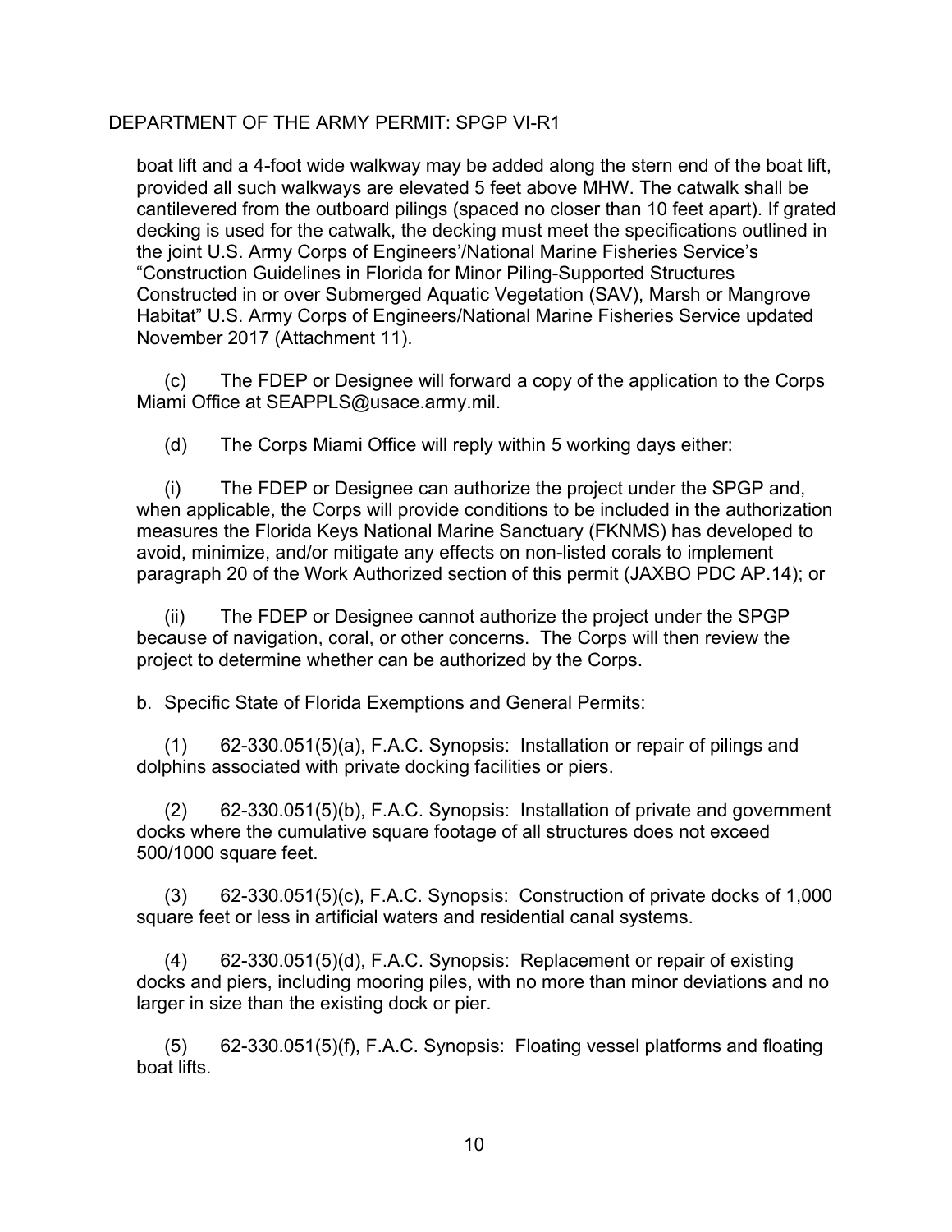boat lift and a 4-foot wide walkway may be added along the stern end of the boat lift, provided all such walkways are elevated 5 feet above MHW. The catwalk shall be cantilevered from the outboard pilings (spaced no closer than 10 feet apart). If grated decking is used for the catwalk, the decking must meet the specifications outlined in the joint U.S. Army Corps of Engineers'/National Marine Fisheries Service's "Construction Guidelines in Florida for Minor Piling-Supported Structures Constructed in or over Submerged Aquatic Vegetation (SAV), Marsh or Mangrove Habitat" U.S. Army Corps of Engineers/National Marine Fisheries Service updated November 2017 (Attachment 11).

(c) The FDEP or Designee will forward a copy of the application to the Corps Miami Office at SEAPPLS@usace.army.mil.

(d) The Corps Miami Office will reply within 5 working days either:

(i) The FDEP or Designee can authorize the project under the SPGP and, when applicable, the Corps will provide conditions to be included in the authorization measures the Florida Keys National Marine Sanctuary (FKNMS) has developed to avoid, minimize, and/or mitigate any effects on non-listed corals to implement paragraph 20 of the Work Authorized section of this permit (JAXBO PDC AP.14); or

(ii) The FDEP or Designee cannot authorize the project under the SPGP because of navigation, coral, or other concerns. The Corps will then review the project to determine whether can be authorized by the Corps.

b. Specific State of Florida Exemptions and General Permits:

(1) 62-330.051(5)(a), F.A.C. Synopsis: Installation or repair of pilings and dolphins associated with private docking facilities or piers.

(2) 62-330.051(5)(b), F.A.C. Synopsis: Installation of private and government docks where the cumulative square footage of all structures does not exceed 500/1000 square feet.

(3) 62-330.051(5)(c), F.A.C. Synopsis: Construction of private docks of 1,000 square feet or less in artificial waters and residential canal systems.

(4) 62-330.051(5)(d), F.A.C. Synopsis: Replacement or repair of existing docks and piers, including mooring piles, with no more than minor deviations and no larger in size than the existing dock or pier.

(5) 62-330.051(5)(f), F.A.C. Synopsis: Floating vessel platforms and floating boat lifts.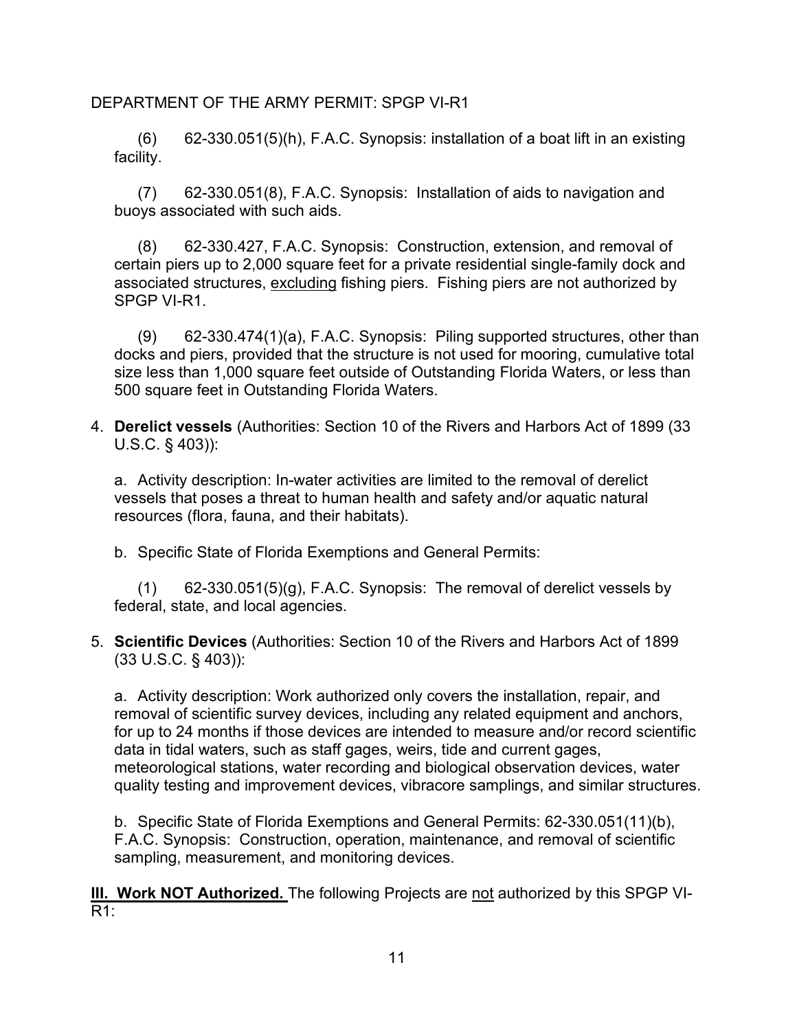(6) 62-330.051(5)(h), F.A.C. Synopsis: installation of a boat lift in an existing facility.

(7) 62-330.051(8), F.A.C. Synopsis: Installation of aids to navigation and buoys associated with such aids.

(8) 62-330.427, F.A.C. Synopsis: Construction, extension, and removal of certain piers up to 2,000 square feet for a private residential single-family dock and associated structures, <u>excluding</u> fishing piers. Fishing piers are not authorized by SPGP VI-R1.

(9) 62-330.474(1)(a), F.A.C. Synopsis: Piling supported structures, other than docks and piers, provided that the structure is not used for mooring, cumulative total size less than 1,000 square feet outside of Outstanding Florida Waters, or less than 500 square feet in Outstanding Florida Waters.

4. **Derelict vessels** (Authorities: Section 10 of the Rivers and Harbors Act of 1899 (33 U.S.C. § 403)):

   a. Activity description: In-water activities are limited to the removal of derelict vessels that poses a threat to human health and safety and/or aquatic natural resources (flora, fauna, and their habitats).

   b. Specific State of Florida Exemptions and General Permits:

   (1) 62-330.051(5)(g), F.A.C. Synopsis: The removal of derelict vessels by federal, state, and local agencies.

5. **Scientific Devices** (Authorities: Section 10 of the Rivers and Harbors Act of 1899 (33 U.S.C. § 403)):

   a. Activity description: Work authorized only covers the installation, repair, and removal of scientific survey devices, including any related equipment and anchors, for up to 24 months if those devices are intended to measure and/or record scientific data in tidal waters, such as staff gages, weirs, tide and current gages, meteorological stations, water recording and biological observation devices, water quality testing and improvement devices, vibracore samplings, and similar structures.

   b. Specific State of Florida Exemptions and General Permits: 62-330.051(11)(b), F.A.C. Synopsis: Construction, operation, maintenance, and removal of scientific sampling, measurement, and monitoring devices.

**<u>III. Work NOT Authorized.</u>** The following Projects are <u>not</u> authorized by this SPGP VI-R1: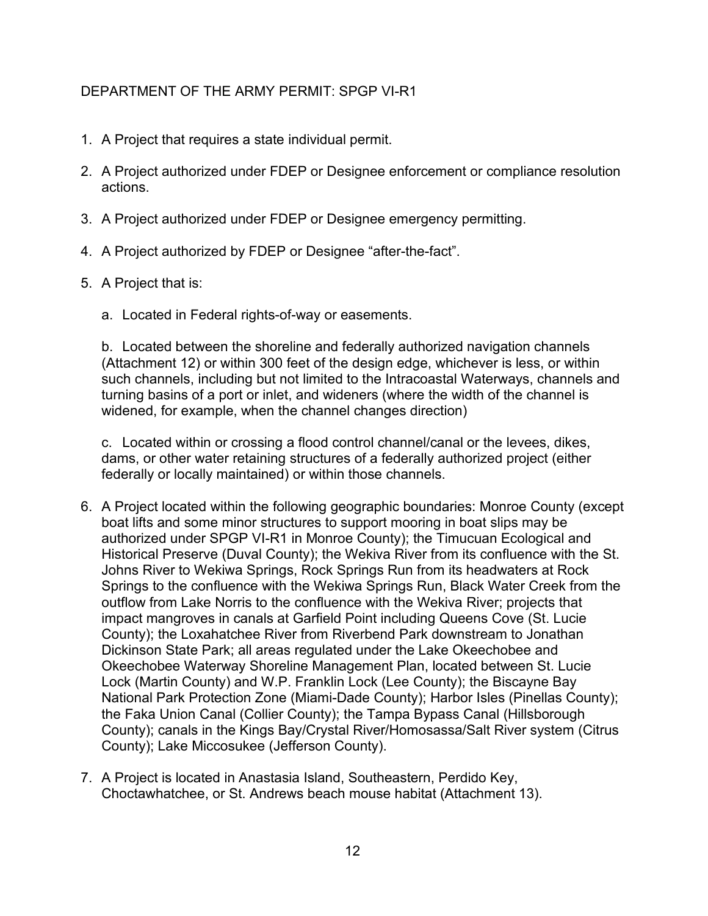DEPARTMENT OF THE ARMY PERMIT: SPGP VI-R1

1. A Project that requires a state individual permit.

2. A Project authorized under FDEP or Designee enforcement or compliance resolution actions.

3. A Project authorized under FDEP or Designee emergency permitting.

4. A Project authorized by FDEP or Designee "after-the-fact".

5. A Project that is:

   a. Located in Federal rights-of-way or easements.

   b. Located between the shoreline and federally authorized navigation channels (Attachment 12) or within 300 feet of the design edge, whichever is less, or within such channels, including but not limited to the Intracoastal Waterways, channels and turning basins of a port or inlet, and wideners (where the width of the channel is widened, for example, when the channel changes direction)

   c. Located within or crossing a flood control channel/canal or the levees, dikes, dams, or other water retaining structures of a federally authorized project (either federally or locally maintained) or within those channels.

6. A Project located within the following geographic boundaries: Monroe County (except boat lifts and some minor structures to support mooring in boat slips may be authorized under SPGP VI-R1 in Monroe County); the Timucuan Ecological and Historical Preserve (Duval County); the Wekiva River from its confluence with the St. Johns River to Wekiwa Springs, Rock Springs Run from its headwaters at Rock Springs to the confluence with the Wekiwa Springs Run, Black Water Creek from the outflow from Lake Norris to the confluence with the Wekiva River; projects that impact mangroves in canals at Garfield Point including Queens Cove (St. Lucie County); the Loxahatchee River from Riverbend Park downstream to Jonathan Dickinson State Park; all areas regulated under the Lake Okeechobee and Okeechobee Waterway Shoreline Management Plan, located between St. Lucie Lock (Martin County) and W.P. Franklin Lock (Lee County); the Biscayne Bay National Park Protection Zone (Miami-Dade County); Harbor Isles (Pinellas County); the Faka Union Canal (Collier County); the Tampa Bypass Canal (Hillsborough County); canals in the Kings Bay/Crystal River/Homosassa/Salt River system (Citrus County); Lake Miccosukee (Jefferson County).

7. A Project is located in Anastasia Island, Southeastern, Perdido Key, Choctawhatchee, or St. Andrews beach mouse habitat (Attachment 13).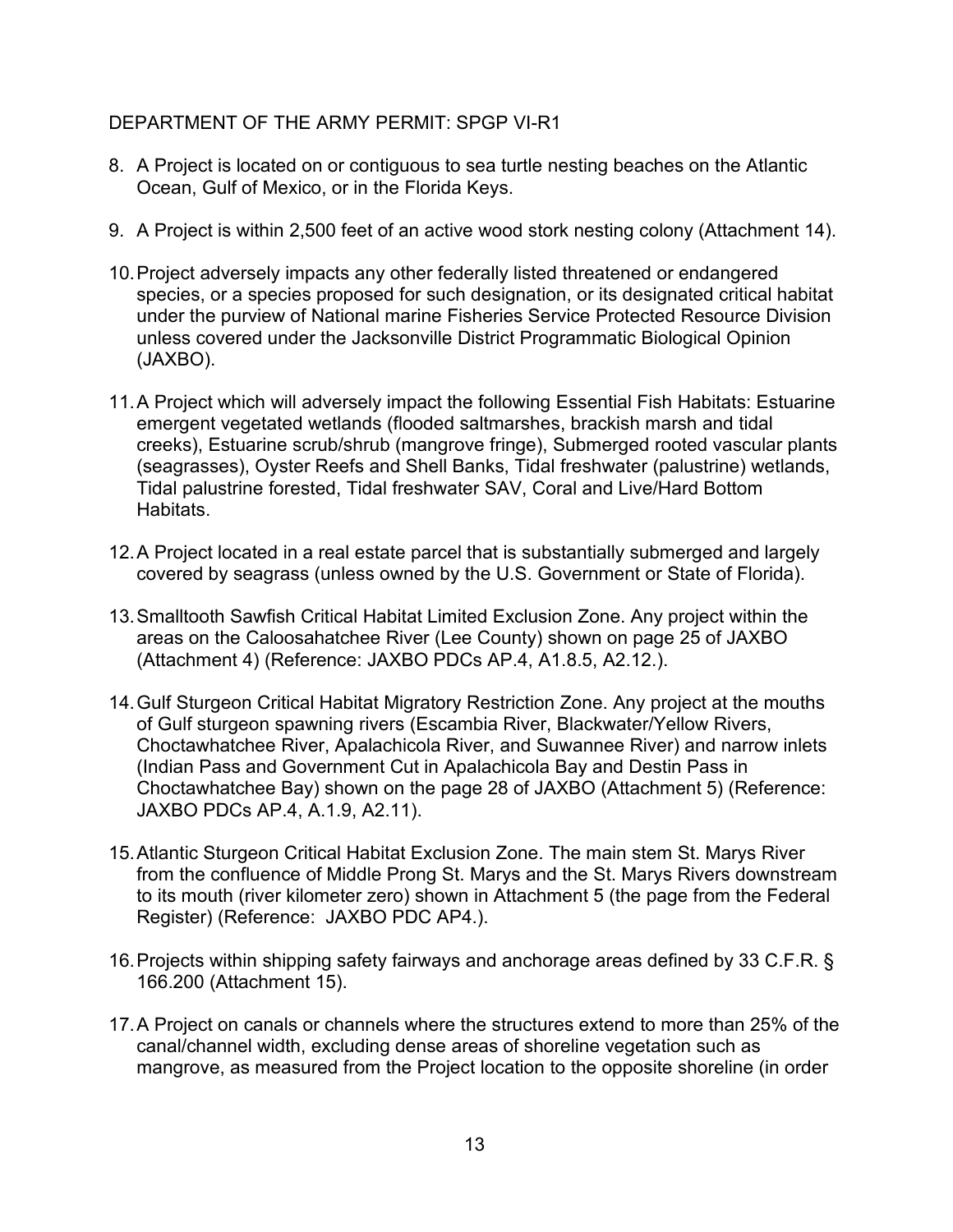8. A Project is located on or contiguous to sea turtle nesting beaches on the Atlantic Ocean, Gulf of Mexico, or in the Florida Keys.

9. A Project is within 2,500 feet of an active wood stork nesting colony (Attachment 14).

10. Project adversely impacts any other federally listed threatened or endangered species, or a species proposed for such designation, or its designated critical habitat under the purview of National marine Fisheries Service Protected Resource Division unless covered under the Jacksonville District Programmatic Biological Opinion (JAXBO).

11. A Project which will adversely impact the following Essential Fish Habitats: Estuarine emergent vegetated wetlands (flooded saltmarshes, brackish marsh and tidal creeks), Estuarine scrub/shrub (mangrove fringe), Submerged rooted vascular plants (seagrasses), Oyster Reefs and Shell Banks, Tidal freshwater (palustrine) wetlands, Tidal palustrine forested, Tidal freshwater SAV, Coral and Live/Hard Bottom Habitats.

12. A Project located in a real estate parcel that is substantially submerged and largely covered by seagrass (unless owned by the U.S. Government or State of Florida).

13. Smalltooth Sawfish Critical Habitat Limited Exclusion Zone. Any project within the areas on the Caloosahatchee River (Lee County) shown on page 25 of JAXBO (Attachment 4) (Reference: JAXBO PDCs AP.4, A1.8.5, A2.12.).

14. Gulf Sturgeon Critical Habitat Migratory Restriction Zone. Any project at the mouths of Gulf sturgeon spawning rivers (Escambia River, Blackwater/Yellow Rivers, Choctawhatchee River, Apalachicola River, and Suwannee River) and narrow inlets (Indian Pass and Government Cut in Apalachicola Bay and Destin Pass in Choctawhatchee Bay) shown on the page 28 of JAXBO (Attachment 5) (Reference: JAXBO PDCs AP.4, A.1.9, A2.11).

15. Atlantic Sturgeon Critical Habitat Exclusion Zone. The main stem St. Marys River from the confluence of Middle Prong St. Marys and the St. Marys Rivers downstream to its mouth (river kilometer zero) shown in Attachment 5 (the page from the Federal Register) (Reference: JAXBO PDC AP4.).

16. Projects within shipping safety fairways and anchorage areas defined by 33 C.F.R. § 166.200 (Attachment 15).

17. A Project on canals or channels where the structures extend to more than 25% of the canal/channel width, excluding dense areas of shoreline vegetation such as mangrove, as measured from the Project location to the opposite shoreline (in order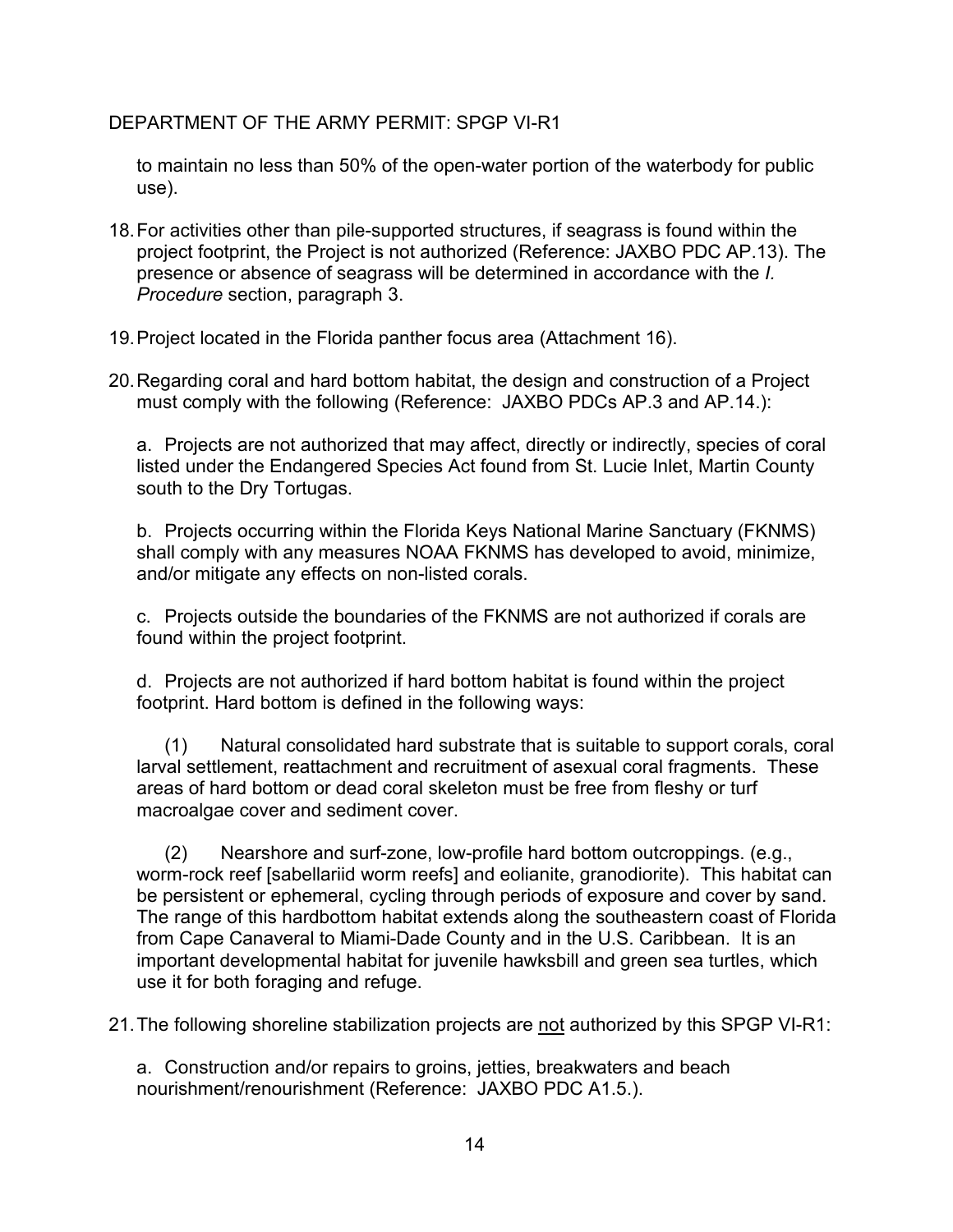to maintain no less than 50% of the open-water portion of the waterbody for public use).

18. For activities other than pile-supported structures, if seagrass is found within the project footprint, the Project is not authorized (Reference: JAXBO PDC AP.13). The presence or absence of seagrass will be determined in accordance with the *I. Procedure* section, paragraph 3.

19. Project located in the Florida panther focus area (Attachment 16).

20. Regarding coral and hard bottom habitat, the design and construction of a Project must comply with the following (Reference: JAXBO PDCs AP.3 and AP.14.):

    a. Projects are not authorized that may affect, directly or indirectly, species of coral listed under the Endangered Species Act found from St. Lucie Inlet, Martin County south to the Dry Tortugas.

    b. Projects occurring within the Florida Keys National Marine Sanctuary (FKNMS) shall comply with any measures NOAA FKNMS has developed to avoid, minimize, and/or mitigate any effects on non-listed corals.

    c. Projects outside the boundaries of the FKNMS are not authorized if corals are found within the project footprint.

    d. Projects are not authorized if hard bottom habitat is found within the project footprint. Hard bottom is defined in the following ways:

        (1) Natural consolidated hard substrate that is suitable to support corals, coral larval settlement, reattachment and recruitment of asexual coral fragments. These areas of hard bottom or dead coral skeleton must be free from fleshy or turf macroalgae cover and sediment cover.

        (2) Nearshore and surf-zone, low-profile hard bottom outcroppings. (e.g., worm-rock reef [sabellariid worm reefs] and eolianite, granodiorite). This habitat can be persistent or ephemeral, cycling through periods of exposure and cover by sand. The range of this hardbottom habitat extends along the southeastern coast of Florida from Cape Canaveral to Miami-Dade County and in the U.S. Caribbean. It is an important developmental habitat for juvenile hawksbill and green sea turtles, which use it for both foraging and refuge.

21. The following shoreline stabilization projects are <u>not</u> authorized by this SPGP VI-R1:

    a. Construction and/or repairs to groins, jetties, breakwaters and beach nourishment/renourishment (Reference: JAXBO PDC A1.5.).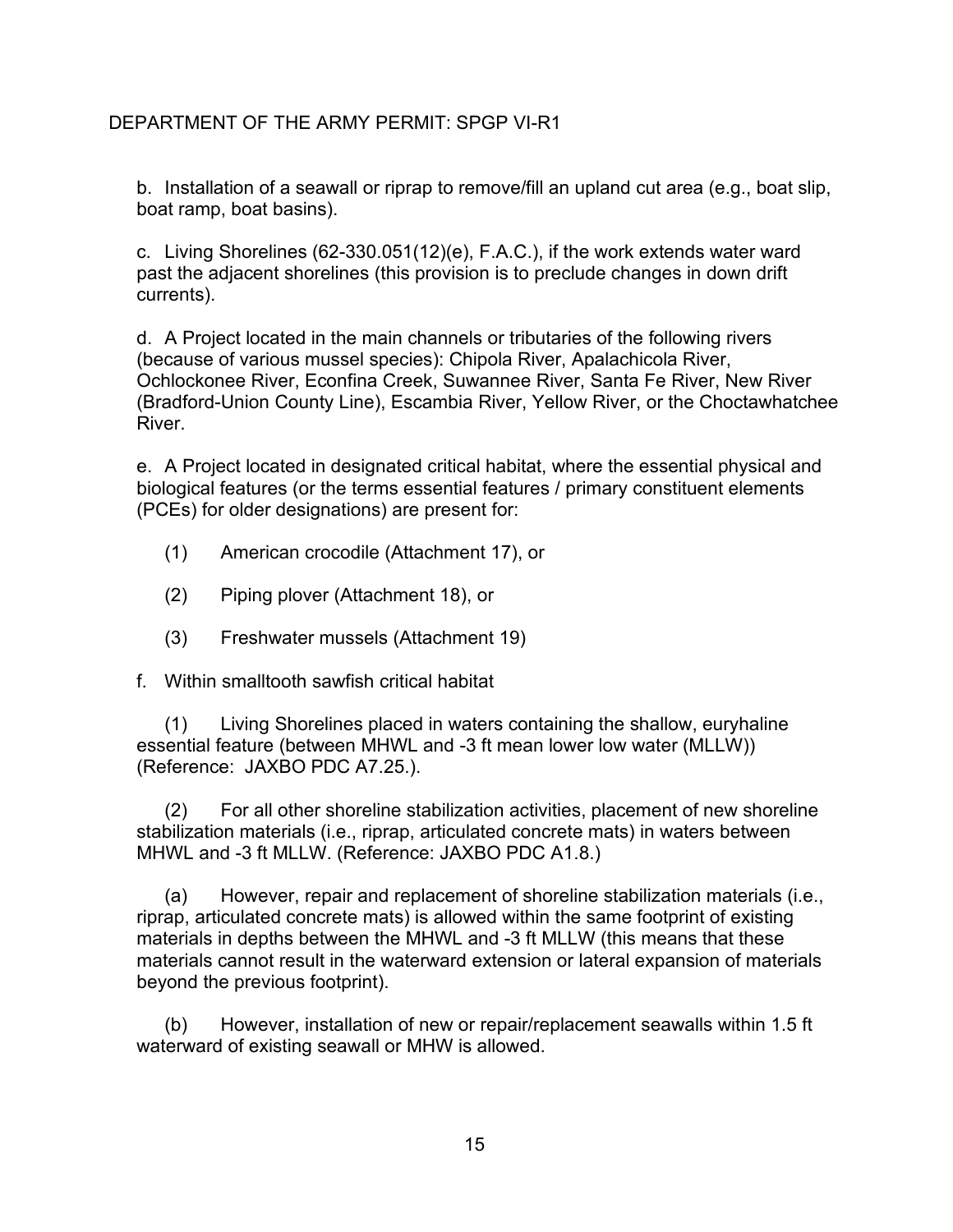b. Installation of a seawall or riprap to remove/fill an upland cut area (e.g., boat slip, boat ramp, boat basins).

c. Living Shorelines (62-330.051(12)(e), F.A.C.), if the work extends water ward past the adjacent shorelines (this provision is to preclude changes in down drift currents).

d. A Project located in the main channels or tributaries of the following rivers (because of various mussel species): Chipola River, Apalachicola River, Ochlockonee River, Econfina Creek, Suwannee River, Santa Fe River, New River (Bradford-Union County Line), Escambia River, Yellow River, or the Choctawhatchee River.

e. A Project located in designated critical habitat, where the essential physical and biological features (or the terms essential features / primary constituent elements (PCEs) for older designations) are present for:

(1) American crocodile (Attachment 17), or

(2) Piping plover (Attachment 18), or

(3) Freshwater mussels (Attachment 19)

f. Within smalltooth sawfish critical habitat

(1) Living Shorelines placed in waters containing the shallow, euryhaline essential feature (between MHWL and -3 ft mean lower low water (MLLW)) (Reference: JAXBO PDC A7.25.).

(2) For all other shoreline stabilization activities, placement of new shoreline stabilization materials (i.e., riprap, articulated concrete mats) in waters between MHWL and -3 ft MLLW. (Reference: JAXBO PDC A1.8.)

(a) However, repair and replacement of shoreline stabilization materials (i.e., riprap, articulated concrete mats) is allowed within the same footprint of existing materials in depths between the MHWL and -3 ft MLLW (this means that these materials cannot result in the waterward extension or lateral expansion of materials beyond the previous footprint).

(b) However, installation of new or repair/replacement seawalls within 1.5 ft waterward of existing seawall or MHW is allowed.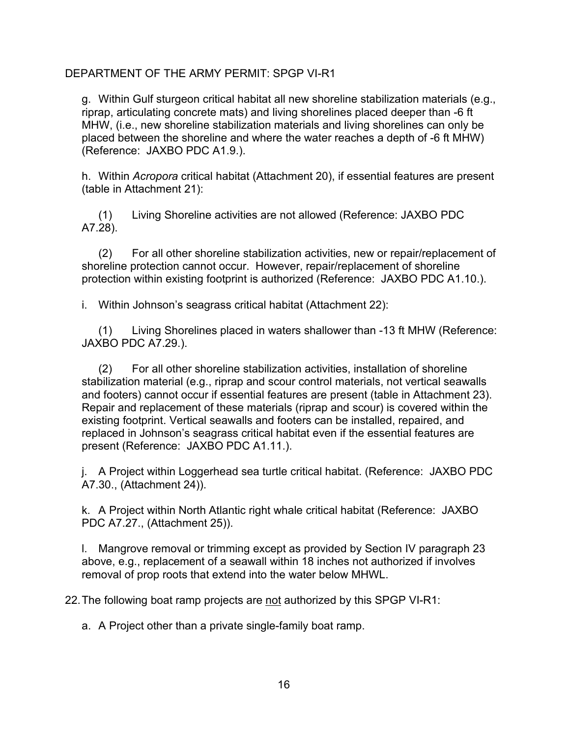g. Within Gulf sturgeon critical habitat all new shoreline stabilization materials (e.g., riprap, articulating concrete mats) and living shorelines placed deeper than -6 ft MHW, (i.e., new shoreline stabilization materials and living shorelines can only be placed between the shoreline and where the water reaches a depth of -6 ft MHW) (Reference: JAXBO PDC A1.9.).

h. Within *Acropora* critical habitat (Attachment 20), if essential features are present (table in Attachment 21):

(1) Living Shoreline activities are not allowed (Reference: JAXBO PDC A7.28).

(2) For all other shoreline stabilization activities, new or repair/replacement of shoreline protection cannot occur. However, repair/replacement of shoreline protection within existing footprint is authorized (Reference: JAXBO PDC A1.10.).

i. Within Johnson's seagrass critical habitat (Attachment 22):

(1) Living Shorelines placed in waters shallower than -13 ft MHW (Reference: JAXBO PDC A7.29.).

(2) For all other shoreline stabilization activities, installation of shoreline stabilization material (e.g., riprap and scour control materials, not vertical seawalls and footers) cannot occur if essential features are present (table in Attachment 23). Repair and replacement of these materials (riprap and scour) is covered within the existing footprint. Vertical seawalls and footers can be installed, repaired, and replaced in Johnson's seagrass critical habitat even if the essential features are present (Reference: JAXBO PDC A1.11.).

j. A Project within Loggerhead sea turtle critical habitat. (Reference: JAXBO PDC A7.30., (Attachment 24)).

k. A Project within North Atlantic right whale critical habitat (Reference: JAXBO PDC A7.27., (Attachment 25)).

l. Mangrove removal or trimming except as provided by Section IV paragraph 23 above, e.g., replacement of a seawall within 18 inches not authorized if involves removal of prop roots that extend into the water below MHWL.

22. The following boat ramp projects are <u>not</u> authorized by this SPGP VI-R1:

a. A Project other than a private single-family boat ramp.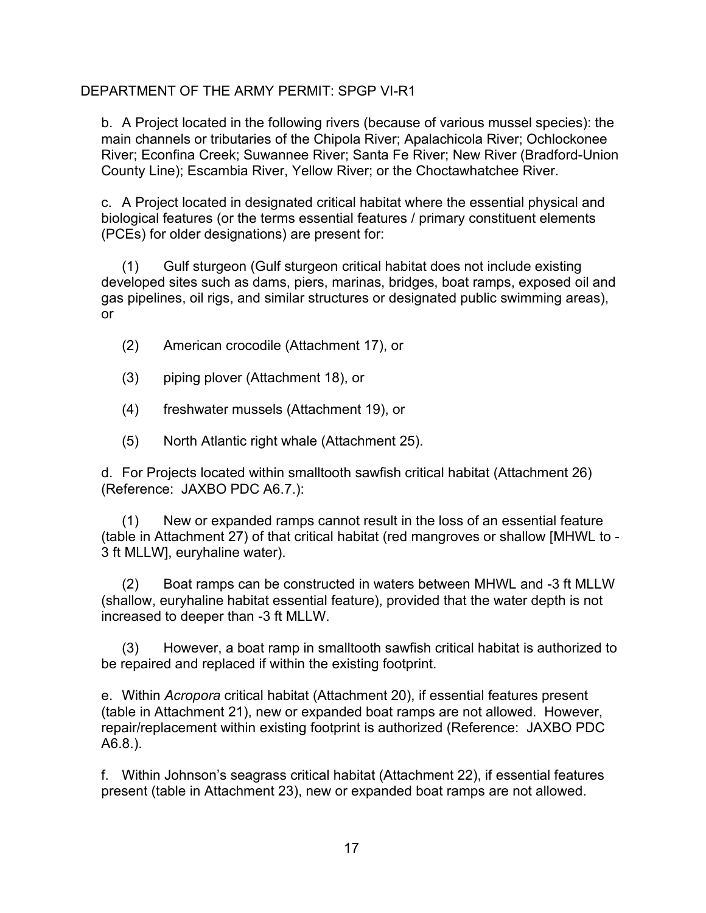b. A Project located in the following rivers (because of various mussel species): the main channels or tributaries of the Chipola River; Apalachicola River; Ochlockonee River; Econfina Creek; Suwannee River; Santa Fe River; New River (Bradford-Union County Line); Escambia River, Yellow River; or the Choctawhatchee River.

c. A Project located in designated critical habitat where the essential physical and biological features (or the terms essential features / primary constituent elements (PCEs) for older designations) are present for:

(1) Gulf sturgeon (Gulf sturgeon critical habitat does not include existing developed sites such as dams, piers, marinas, bridges, boat ramps, exposed oil and gas pipelines, oil rigs, and similar structures or designated public swimming areas), or

(2) American crocodile (Attachment 17), or

(3) piping plover (Attachment 18), or

(4) freshwater mussels (Attachment 19), or

(5) North Atlantic right whale (Attachment 25).

d. For Projects located within smalltooth sawfish critical habitat (Attachment 26) (Reference: JAXBO PDC A6.7.):

(1) New or expanded ramps cannot result in the loss of an essential feature (table in Attachment 27) of that critical habitat (red mangroves or shallow [MHWL to -3 ft MLLW], euryhaline water).

(2) Boat ramps can be constructed in waters between MHWL and -3 ft MLLW (shallow, euryhaline habitat essential feature), provided that the water depth is not increased to deeper than -3 ft MLLW.

(3) However, a boat ramp in smalltooth sawfish critical habitat is authorized to be repaired and replaced if within the existing footprint.

e. Within *Acropora* critical habitat (Attachment 20), if essential features present (table in Attachment 21), new or expanded boat ramps are not allowed. However, repair/replacement within existing footprint is authorized (Reference: JAXBO PDC A6.8.).

f. Within Johnson's seagrass critical habitat (Attachment 22), if essential features present (table in Attachment 23), new or expanded boat ramps are not allowed.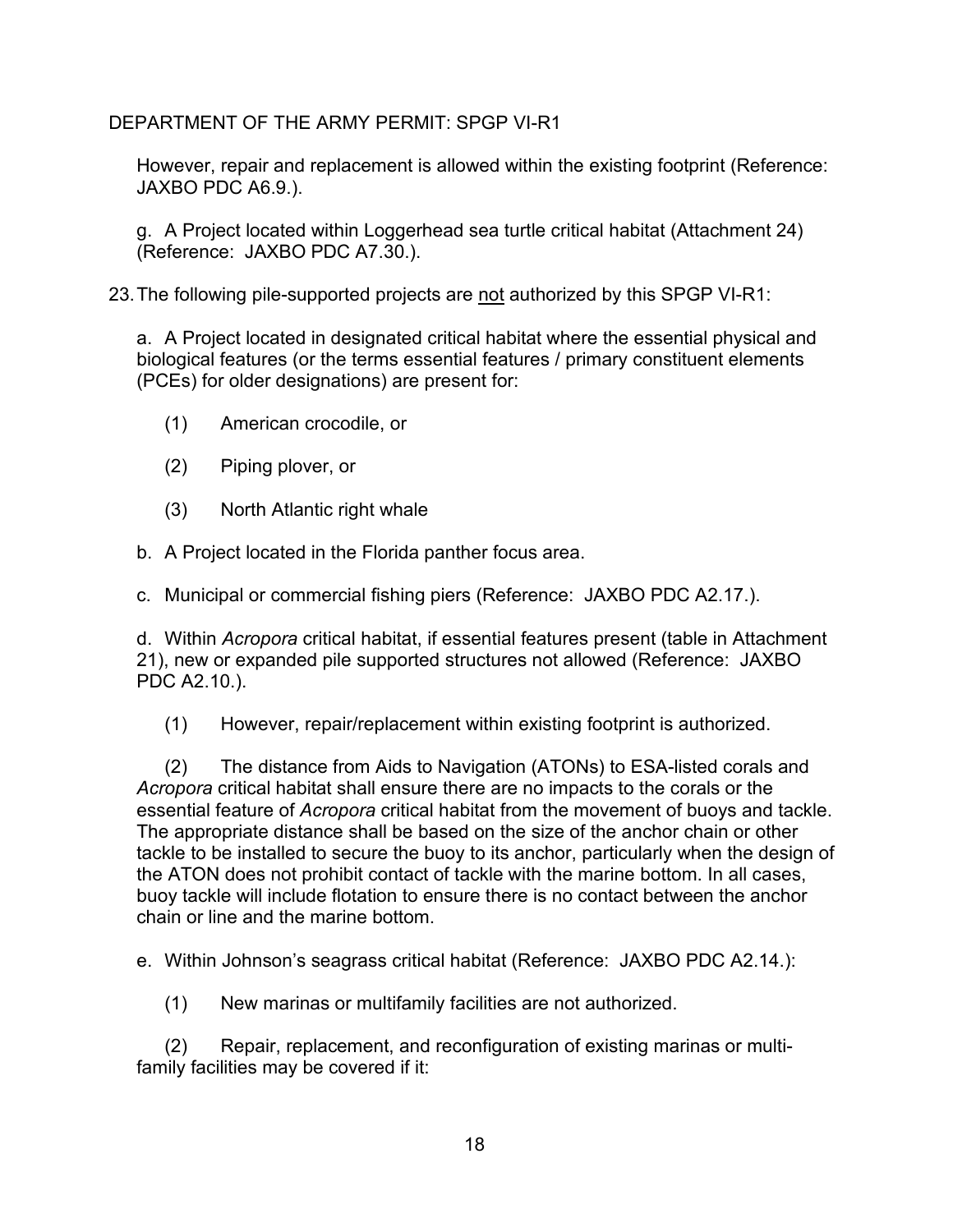However, repair and replacement is allowed within the existing footprint (Reference: JAXBO PDC A6.9.).

g. A Project located within Loggerhead sea turtle critical habitat (Attachment 24) (Reference: JAXBO PDC A7.30.).

23. The following pile-supported projects are <u>not</u> authorized by this SPGP VI-R1:

a. A Project located in designated critical habitat where the essential physical and biological features (or the terms essential features / primary constituent elements (PCEs) for older designations) are present for:

(1) American crocodile, or

(2) Piping plover, or

(3) North Atlantic right whale

b. A Project located in the Florida panther focus area.

c. Municipal or commercial fishing piers (Reference: JAXBO PDC A2.17.).

d. Within *Acropora* critical habitat, if essential features present (table in Attachment 21), new or expanded pile supported structures not allowed (Reference: JAXBO PDC A2.10.).

(1) However, repair/replacement within existing footprint is authorized.

(2) The distance from Aids to Navigation (ATONs) to ESA-listed corals and *Acropora* critical habitat shall ensure there are no impacts to the corals or the essential feature of *Acropora* critical habitat from the movement of buoys and tackle. The appropriate distance shall be based on the size of the anchor chain or other tackle to be installed to secure the buoy to its anchor, particularly when the design of the ATON does not prohibit contact of tackle with the marine bottom. In all cases, buoy tackle will include flotation to ensure there is no contact between the anchor chain or line and the marine bottom.

e. Within Johnson's seagrass critical habitat (Reference: JAXBO PDC A2.14.):

(1) New marinas or multifamily facilities are not authorized.

(2) Repair, replacement, and reconfiguration of existing marinas or multi-family facilities may be covered if it: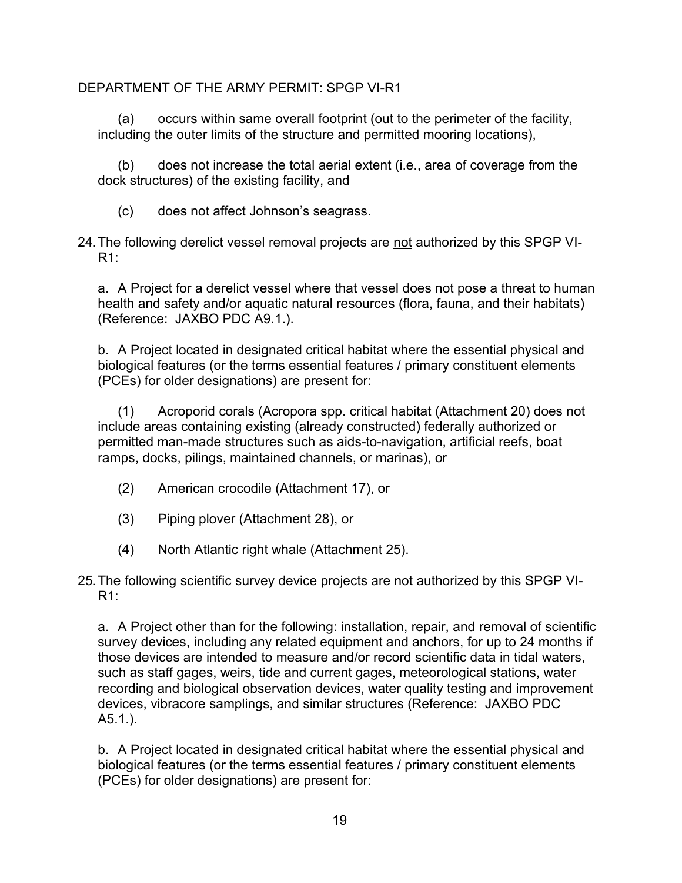DEPARTMENT OF THE ARMY PERMIT: SPGP VI-R1

(a) occurs within same overall footprint (out to the perimeter of the facility, including the outer limits of the structure and permitted mooring locations),

(b) does not increase the total aerial extent (i.e., area of coverage from the dock structures) of the existing facility, and

(c) does not affect Johnson's seagrass.

24. The following derelict vessel removal projects are not authorized by this SPGP VI-R1:

a. A Project for a derelict vessel where that vessel does not pose a threat to human health and safety and/or aquatic natural resources (flora, fauna, and their habitats) (Reference: JAXBO PDC A9.1.).

b. A Project located in designated critical habitat where the essential physical and biological features (or the terms essential features / primary constituent elements (PCEs) for older designations) are present for:

(1) Acroporid corals (Acropora spp. critical habitat (Attachment 20) does not include areas containing existing (already constructed) federally authorized or permitted man-made structures such as aids-to-navigation, artificial reefs, boat ramps, docks, pilings, maintained channels, or marinas), or

(2) American crocodile (Attachment 17), or

(3) Piping plover (Attachment 28), or

(4) North Atlantic right whale (Attachment 25).

25. The following scientific survey device projects are not authorized by this SPGP VI-R1:

a. A Project other than for the following: installation, repair, and removal of scientific survey devices, including any related equipment and anchors, for up to 24 months if those devices are intended to measure and/or record scientific data in tidal waters, such as staff gages, weirs, tide and current gages, meteorological stations, water recording and biological observation devices, water quality testing and improvement devices, vibracore samplings, and similar structures (Reference: JAXBO PDC A5.1.).

b. A Project located in designated critical habitat where the essential physical and biological features (or the terms essential features / primary constituent elements (PCEs) for older designations) are present for: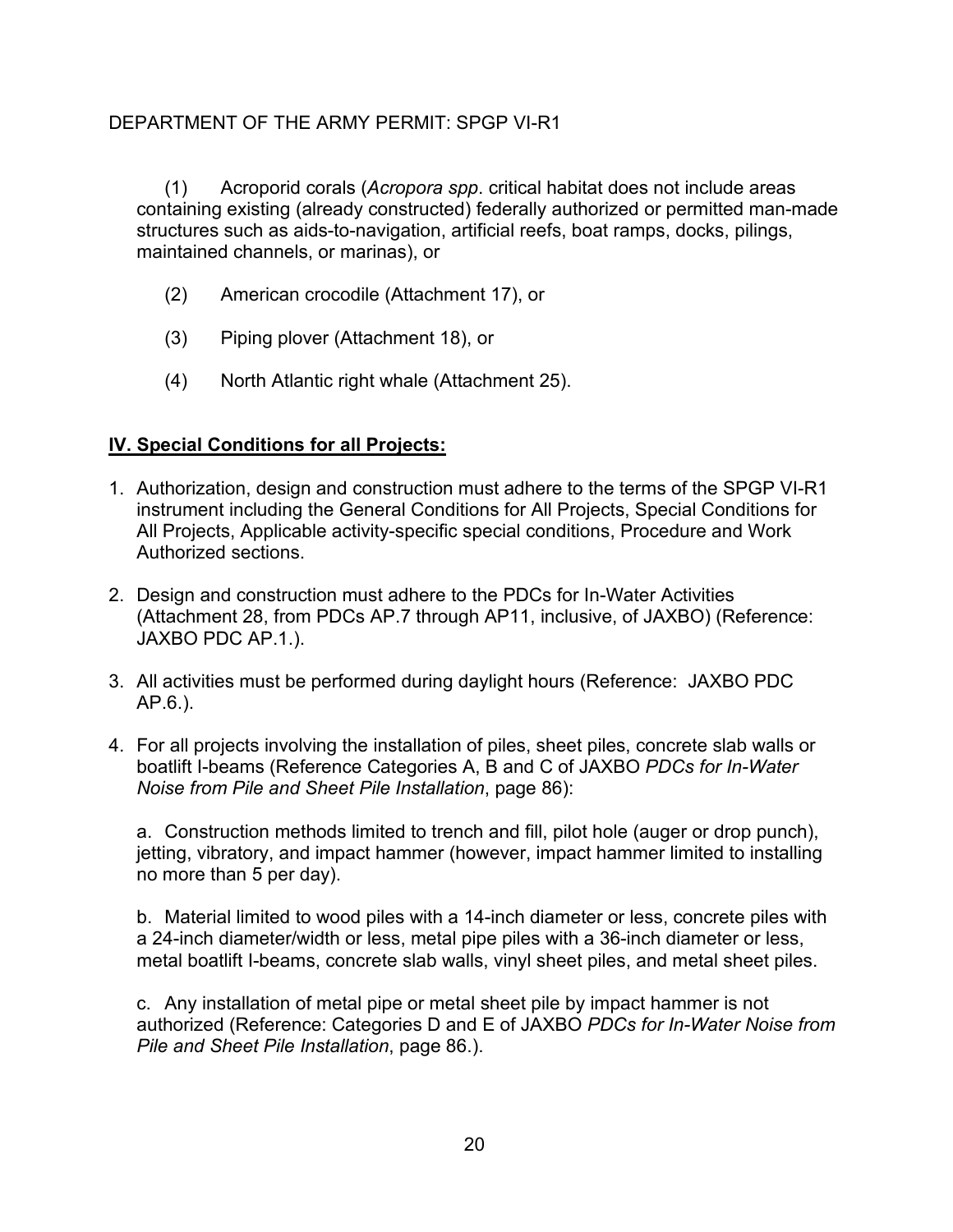(1) Acroporid corals (*Acropora spp*. critical habitat does not include areas containing existing (already constructed) federally authorized or permitted man-made structures such as aids-to-navigation, artificial reefs, boat ramps, docks, pilings, maintained channels, or marinas), or

(2) American crocodile (Attachment 17), or

(3) Piping plover (Attachment 18), or

(4) North Atlantic right whale (Attachment 25).

## IV. Special Conditions for all Projects:

1. Authorization, design and construction must adhere to the terms of the SPGP VI-R1 instrument including the General Conditions for All Projects, Special Conditions for All Projects, Applicable activity-specific special conditions, Procedure and Work Authorized sections.

2. Design and construction must adhere to the PDCs for In-Water Activities (Attachment 28, from PDCs AP.7 through AP11, inclusive, of JAXBO) (Reference: JAXBO PDC AP.1.).

3. All activities must be performed during daylight hours (Reference: JAXBO PDC AP.6.).

4. For all projects involving the installation of piles, sheet piles, concrete slab walls or boatlift I-beams (Reference Categories A, B and C of JAXBO *PDCs for In-Water Noise from Pile and Sheet Pile Installation*, page 86):

   a. Construction methods limited to trench and fill, pilot hole (auger or drop punch), jetting, vibratory, and impact hammer (however, impact hammer limited to installing no more than 5 per day).

   b. Material limited to wood piles with a 14-inch diameter or less, concrete piles with a 24-inch diameter/width or less, metal pipe piles with a 36-inch diameter or less, metal boatlift I-beams, concrete slab walls, vinyl sheet piles, and metal sheet piles.

   c. Any installation of metal pipe or metal sheet pile by impact hammer is not authorized (Reference: Categories D and E of JAXBO *PDCs for In-Water Noise from Pile and Sheet Pile Installation*, page 86.).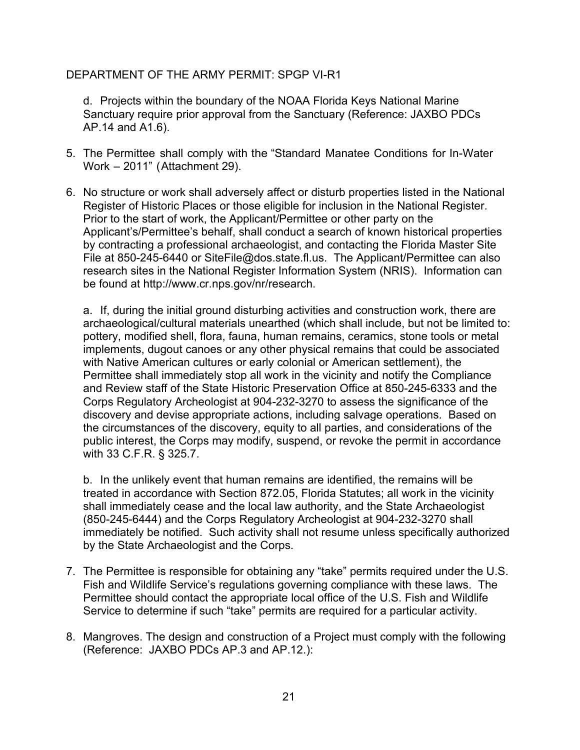d. Projects within the boundary of the NOAA Florida Keys National Marine Sanctuary require prior approval from the Sanctuary (Reference: JAXBO PDCs AP.14 and A1.6).

5. The Permittee shall comply with the "Standard Manatee Conditions for In-Water Work – 2011" (Attachment 29).

6. No structure or work shall adversely affect or disturb properties listed in the National Register of Historic Places or those eligible for inclusion in the National Register. Prior to the start of work, the Applicant/Permittee or other party on the Applicant's/Permittee's behalf, shall conduct a search of known historical properties by contracting a professional archaeologist, and contacting the Florida Master Site File at 850-245-6440 or SiteFile@dos.state.fl.us. The Applicant/Permittee can also research sites in the National Register Information System (NRIS). Information can be found at http://www.cr.nps.gov/nr/research.

   a. If, during the initial ground disturbing activities and construction work, there are archaeological/cultural materials unearthed (which shall include, but not be limited to: pottery, modified shell, flora, fauna, human remains, ceramics, stone tools or metal implements, dugout canoes or any other physical remains that could be associated with Native American cultures or early colonial or American settlement), the Permittee shall immediately stop all work in the vicinity and notify the Compliance and Review staff of the State Historic Preservation Office at 850-245-6333 and the Corps Regulatory Archeologist at 904-232-3270 to assess the significance of the discovery and devise appropriate actions, including salvage operations. Based on the circumstances of the discovery, equity to all parties, and considerations of the public interest, the Corps may modify, suspend, or revoke the permit in accordance with 33 C.F.R. § 325.7.

   b. In the unlikely event that human remains are identified, the remains will be treated in accordance with Section 872.05, Florida Statutes; all work in the vicinity shall immediately cease and the local law authority, and the State Archaeologist (850-245-6444) and the Corps Regulatory Archeologist at 904-232-3270 shall immediately be notified. Such activity shall not resume unless specifically authorized by the State Archaeologist and the Corps.

7. The Permittee is responsible for obtaining any "take" permits required under the U.S. Fish and Wildlife Service's regulations governing compliance with these laws. The Permittee should contact the appropriate local office of the U.S. Fish and Wildlife Service to determine if such "take" permits are required for a particular activity.

8. Mangroves. The design and construction of a Project must comply with the following (Reference: JAXBO PDCs AP.3 and AP.12.):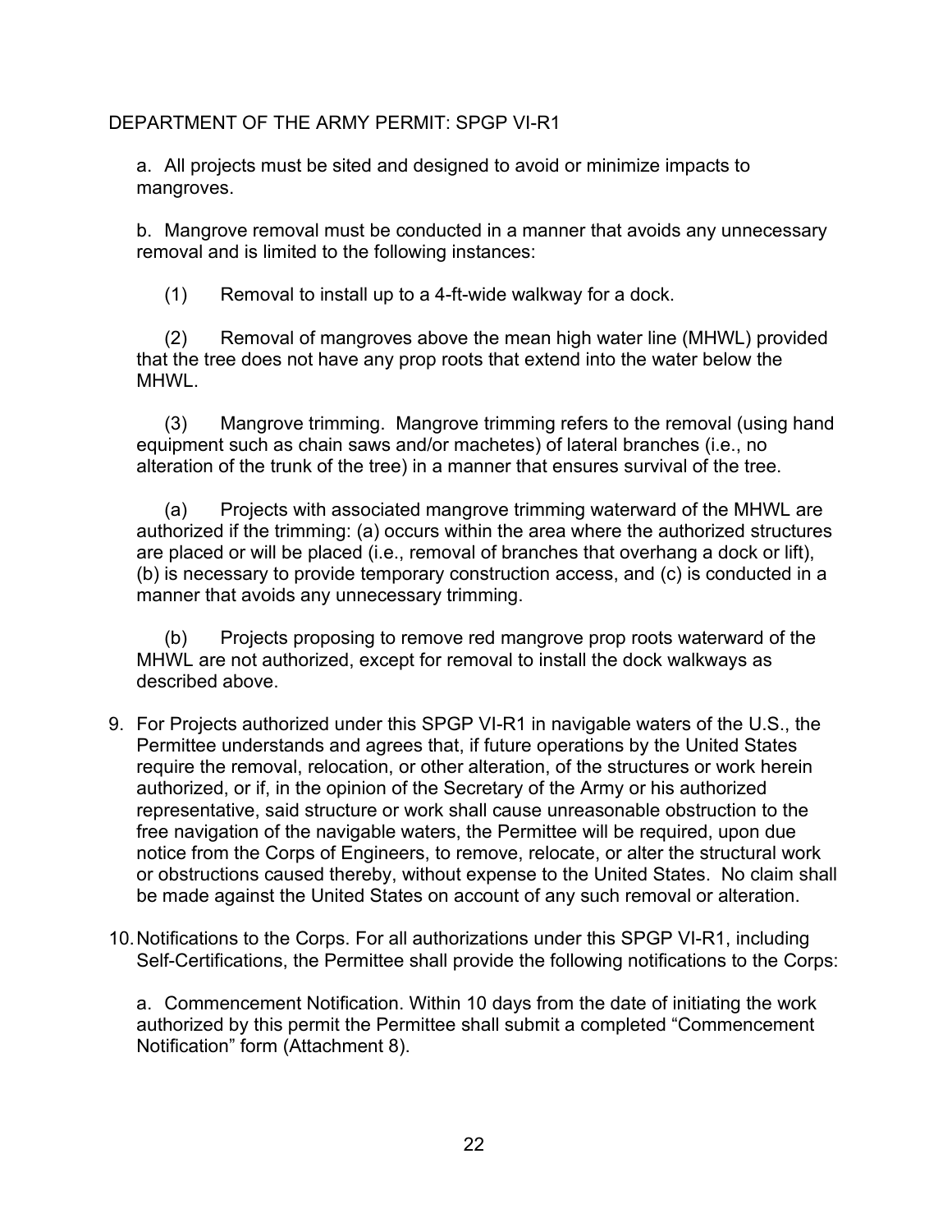DEPARTMENT OF THE ARMY PERMIT: SPGP VI-R1

a. All projects must be sited and designed to avoid or minimize impacts to mangroves.

b. Mangrove removal must be conducted in a manner that avoids any unnecessary removal and is limited to the following instances:

(1) Removal to install up to a 4-ft-wide walkway for a dock.

(2) Removal of mangroves above the mean high water line (MHWL) provided that the tree does not have any prop roots that extend into the water below the MHWL.

(3) Mangrove trimming. Mangrove trimming refers to the removal (using hand equipment such as chain saws and/or machetes) of lateral branches (i.e., no alteration of the trunk of the tree) in a manner that ensures survival of the tree.

(a) Projects with associated mangrove trimming waterward of the MHWL are authorized if the trimming: (a) occurs within the area where the authorized structures are placed or will be placed (i.e., removal of branches that overhang a dock or lift), (b) is necessary to provide temporary construction access, and (c) is conducted in a manner that avoids any unnecessary trimming.

(b) Projects proposing to remove red mangrove prop roots waterward of the MHWL are not authorized, except for removal to install the dock walkways as described above.

9. For Projects authorized under this SPGP VI-R1 in navigable waters of the U.S., the Permittee understands and agrees that, if future operations by the United States require the removal, relocation, or other alteration, of the structures or work herein authorized, or if, in the opinion of the Secretary of the Army or his authorized representative, said structure or work shall cause unreasonable obstruction to the free navigation of the navigable waters, the Permittee will be required, upon due notice from the Corps of Engineers, to remove, relocate, or alter the structural work or obstructions caused thereby, without expense to the United States. No claim shall be made against the United States on account of any such removal or alteration.

10. Notifications to the Corps. For all authorizations under this SPGP VI-R1, including Self-Certifications, the Permittee shall provide the following notifications to the Corps:

a. Commencement Notification. Within 10 days from the date of initiating the work authorized by this permit the Permittee shall submit a completed "Commencement Notification" form (Attachment 8).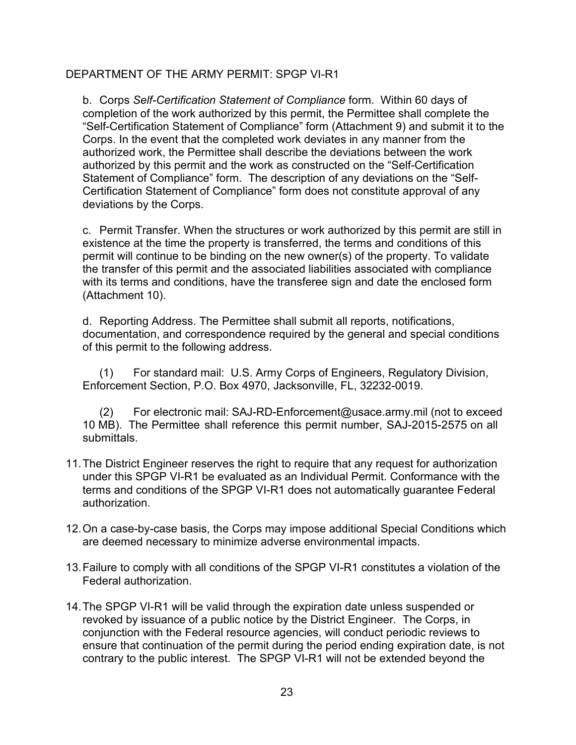b. Corps *Self-Certification Statement of Compliance* form. Within 60 days of completion of the work authorized by this permit, the Permittee shall complete the "Self-Certification Statement of Compliance" form (Attachment 9) and submit it to the Corps. In the event that the completed work deviates in any manner from the authorized work, the Permittee shall describe the deviations between the work authorized by this permit and the work as constructed on the "Self-Certification Statement of Compliance" form. The description of any deviations on the "Self-Certification Statement of Compliance" form does not constitute approval of any deviations by the Corps.

c. Permit Transfer. When the structures or work authorized by this permit are still in existence at the time the property is transferred, the terms and conditions of this permit will continue to be binding on the new owner(s) of the property. To validate the transfer of this permit and the associated liabilities associated with compliance with its terms and conditions, have the transferee sign and date the enclosed form (Attachment 10).

d. Reporting Address. The Permittee shall submit all reports, notifications, documentation, and correspondence required by the general and special conditions of this permit to the following address.

(1) For standard mail: U.S. Army Corps of Engineers, Regulatory Division, Enforcement Section, P.O. Box 4970, Jacksonville, FL, 32232-0019.

(2) For electronic mail: SAJ-RD-Enforcement@usace.army.mil (not to exceed 10 MB). The Permittee shall reference this permit number, SAJ-2015-2575 on all submittals.

11. The District Engineer reserves the right to require that any request for authorization under this SPGP VI-R1 be evaluated as an Individual Permit. Conformance with the terms and conditions of the SPGP VI-R1 does not automatically guarantee Federal authorization.

12. On a case-by-case basis, the Corps may impose additional Special Conditions which are deemed necessary to minimize adverse environmental impacts.

13. Failure to comply with all conditions of the SPGP VI-R1 constitutes a violation of the Federal authorization.

14. The SPGP VI-R1 will be valid through the expiration date unless suspended or revoked by issuance of a public notice by the District Engineer. The Corps, in conjunction with the Federal resource agencies, will conduct periodic reviews to ensure that continuation of the permit during the period ending expiration date, is not contrary to the public interest. The SPGP VI-R1 will not be extended beyond the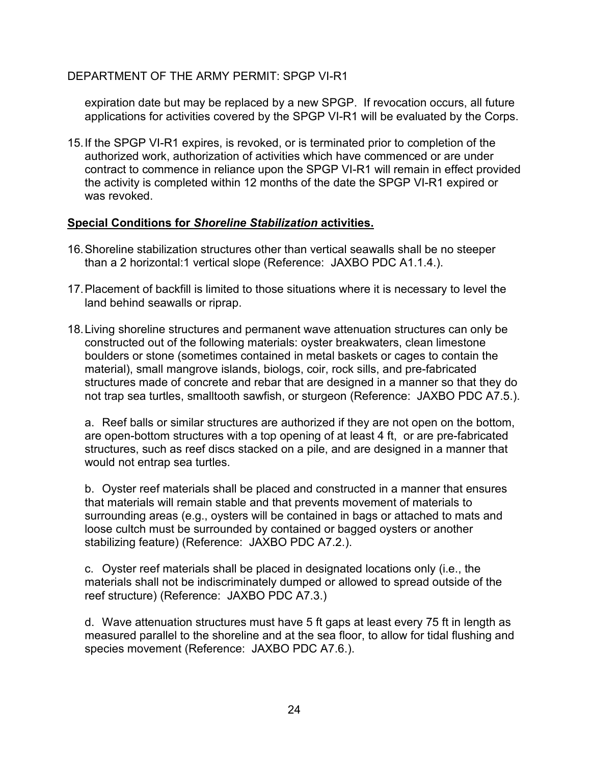expiration date but may be replaced by a new SPGP. If revocation occurs, all future applications for activities covered by the SPGP VI-R1 will be evaluated by the Corps.

15. If the SPGP VI-R1 expires, is revoked, or is terminated prior to completion of the authorized work, authorization of activities which have commenced or are under contract to commence in reliance upon the SPGP VI-R1 will remain in effect provided the activity is completed within 12 months of the date the SPGP VI-R1 expired or was revoked.

**Special Conditions for *Shoreline Stabilization* activities.**

16. Shoreline stabilization structures other than vertical seawalls shall be no steeper than a 2 horizontal:1 vertical slope (Reference: JAXBO PDC A1.1.4.).

17. Placement of backfill is limited to those situations where it is necessary to level the land behind seawalls or riprap.

18. Living shoreline structures and permanent wave attenuation structures can only be constructed out of the following materials: oyster breakwaters, clean limestone boulders or stone (sometimes contained in metal baskets or cages to contain the material), small mangrove islands, biologs, coir, rock sills, and pre-fabricated structures made of concrete and rebar that are designed in a manner so that they do not trap sea turtles, smalltooth sawfish, or sturgeon (Reference: JAXBO PDC A7.5.).

    a. Reef balls or similar structures are authorized if they are not open on the bottom, are open-bottom structures with a top opening of at least 4 ft, or are pre-fabricated structures, such as reef discs stacked on a pile, and are designed in a manner that would not entrap sea turtles.

    b. Oyster reef materials shall be placed and constructed in a manner that ensures that materials will remain stable and that prevents movement of materials to surrounding areas (e.g., oysters will be contained in bags or attached to mats and loose cultch must be surrounded by contained or bagged oysters or another stabilizing feature) (Reference: JAXBO PDC A7.2.).

    c. Oyster reef materials shall be placed in designated locations only (i.e., the materials shall not be indiscriminately dumped or allowed to spread outside of the reef structure) (Reference: JAXBO PDC A7.3.)

    d. Wave attenuation structures must have 5 ft gaps at least every 75 ft in length as measured parallel to the shoreline and at the sea floor, to allow for tidal flushing and species movement (Reference: JAXBO PDC A7.6.).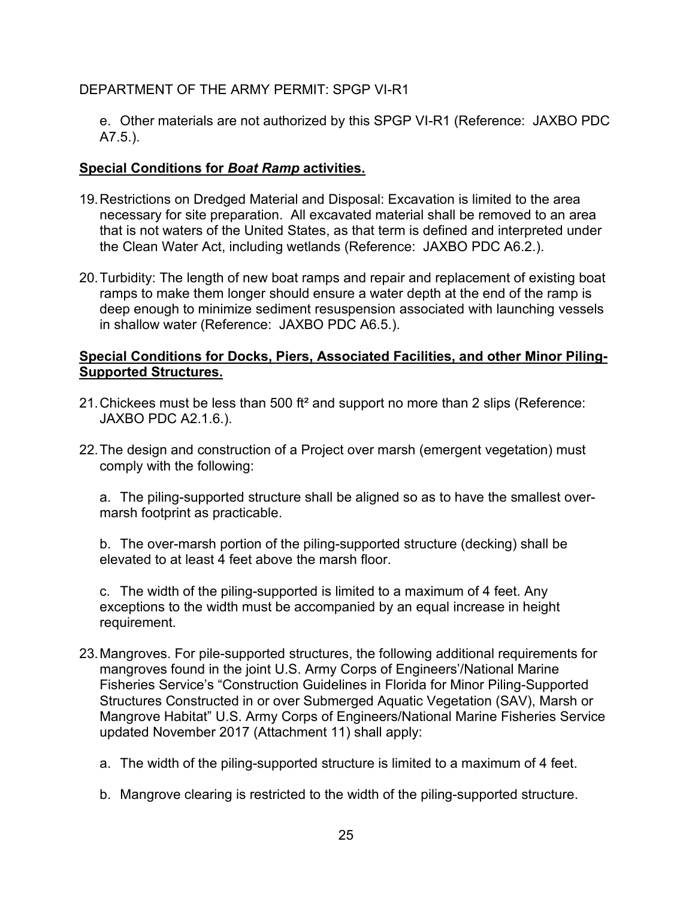e. Other materials are not authorized by this SPGP VI-R1 (Reference: JAXBO PDC A7.5.).

**Special Conditions for *Boat Ramp* activities.**

19. Restrictions on Dredged Material and Disposal: Excavation is limited to the area necessary for site preparation. All excavated material shall be removed to an area that is not waters of the United States, as that term is defined and interpreted under the Clean Water Act, including wetlands (Reference: JAXBO PDC A6.2.).

20. Turbidity: The length of new boat ramps and repair and replacement of existing boat ramps to make them longer should ensure a water depth at the end of the ramp is deep enough to minimize sediment resuspension associated with launching vessels in shallow water (Reference: JAXBO PDC A6.5.).

**Special Conditions for Docks, Piers, Associated Facilities, and other Minor Piling-Supported Structures.**

21. Chickees must be less than 500 ft² and support no more than 2 slips (Reference: JAXBO PDC A2.1.6.).

22. The design and construction of a Project over marsh (emergent vegetation) must comply with the following:

    a. The piling-supported structure shall be aligned so as to have the smallest over-marsh footprint as practicable.

    b. The over-marsh portion of the piling-supported structure (decking) shall be elevated to at least 4 feet above the marsh floor.

    c. The width of the piling-supported is limited to a maximum of 4 feet. Any exceptions to the width must be accompanied by an equal increase in height requirement.

23. Mangroves. For pile-supported structures, the following additional requirements for mangroves found in the joint U.S. Army Corps of Engineers'/National Marine Fisheries Service's "Construction Guidelines in Florida for Minor Piling-Supported Structures Constructed in or over Submerged Aquatic Vegetation (SAV), Marsh or Mangrove Habitat" U.S. Army Corps of Engineers/National Marine Fisheries Service updated November 2017 (Attachment 11) shall apply:

    a. The width of the piling-supported structure is limited to a maximum of 4 feet.

    b. Mangrove clearing is restricted to the width of the piling-supported structure.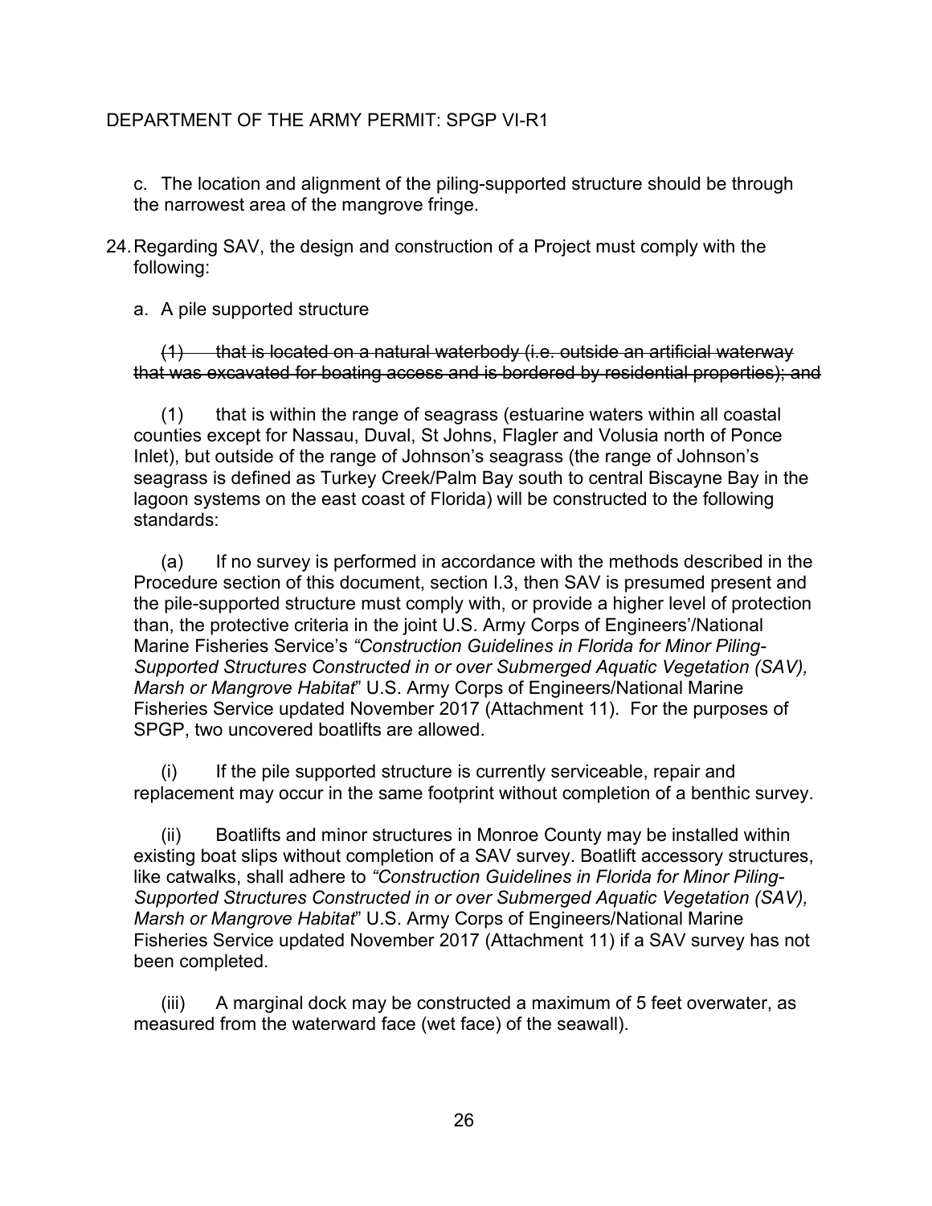c. The location and alignment of the piling-supported structure should be through the narrowest area of the mangrove fringe.

24. Regarding SAV, the design and construction of a Project must comply with the following:

a. A pile supported structure

~~(1) that is located on a natural waterbody (i.e. outside an artificial waterway that was excavated for boating access and is bordered by residential properties); and~~

(1) that is within the range of seagrass (estuarine waters within all coastal counties except for Nassau, Duval, St Johns, Flagler and Volusia north of Ponce Inlet), but outside of the range of Johnson's seagrass (the range of Johnson's seagrass is defined as Turkey Creek/Palm Bay south to central Biscayne Bay in the lagoon systems on the east coast of Florida) will be constructed to the following standards:

(a) If no survey is performed in accordance with the methods described in the Procedure section of this document, section I.3, then SAV is presumed present and the pile-supported structure must comply with, or provide a higher level of protection than, the protective criteria in the joint U.S. Army Corps of Engineers'/National Marine Fisheries Service's *"Construction Guidelines in Florida for Minor Piling-Supported Structures Constructed in or over Submerged Aquatic Vegetation (SAV), Marsh or Mangrove Habitat*" U.S. Army Corps of Engineers/National Marine Fisheries Service updated November 2017 (Attachment 11). For the purposes of SPGP, two uncovered boatlifts are allowed.

(i) If the pile supported structure is currently serviceable, repair and replacement may occur in the same footprint without completion of a benthic survey.

(ii) Boatlifts and minor structures in Monroe County may be installed within existing boat slips without completion of a SAV survey. Boatlift accessory structures, like catwalks, shall adhere to *"Construction Guidelines in Florida for Minor Piling-Supported Structures Constructed in or over Submerged Aquatic Vegetation (SAV), Marsh or Mangrove Habitat*" U.S. Army Corps of Engineers/National Marine Fisheries Service updated November 2017 (Attachment 11) if a SAV survey has not been completed.

(iii) A marginal dock may be constructed a maximum of 5 feet overwater, as measured from the waterward face (wet face) of the seawall).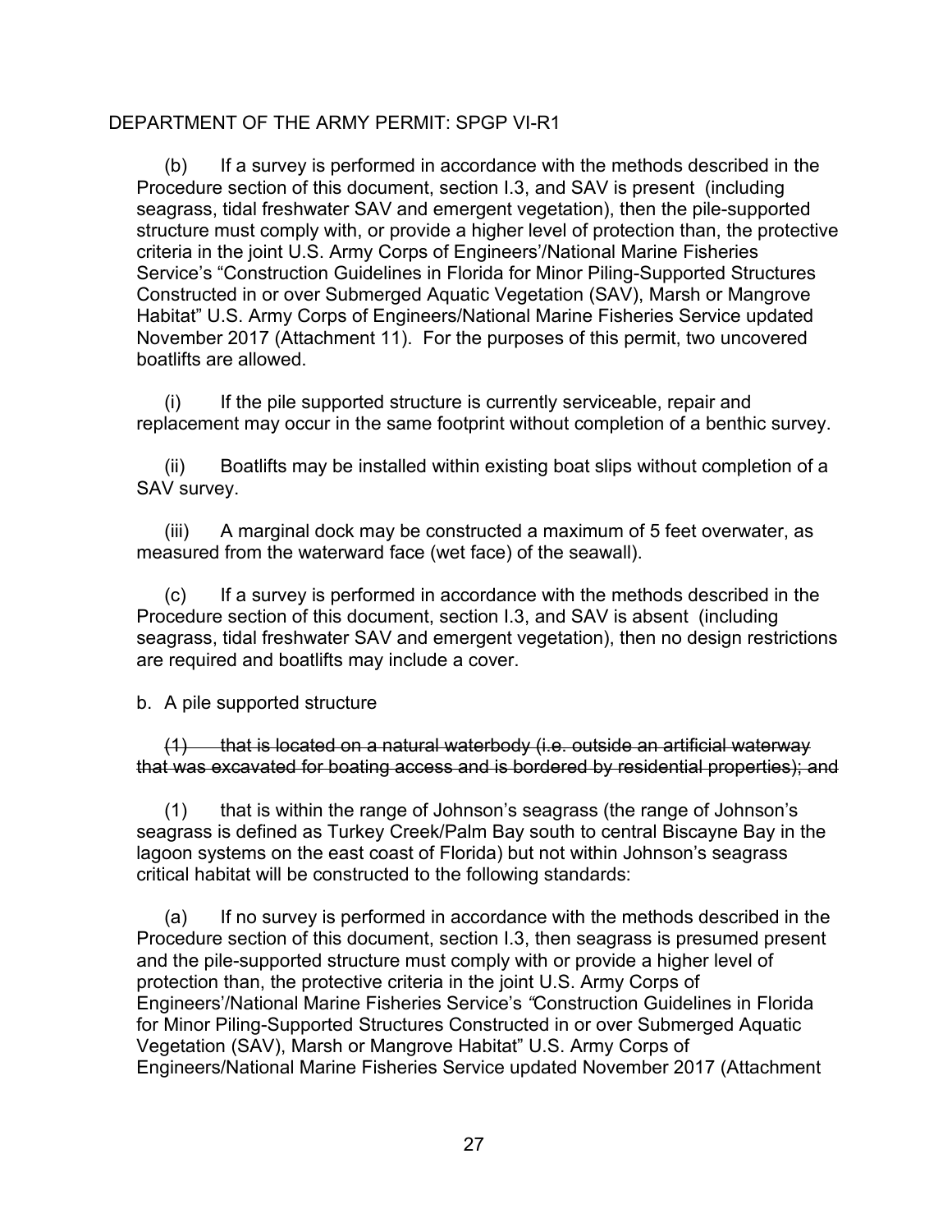DEPARTMENT OF THE ARMY PERMIT: SPGP VI-R1

(b) If a survey is performed in accordance with the methods described in the Procedure section of this document, section I.3, and SAV is present (including seagrass, tidal freshwater SAV and emergent vegetation), then the pile-supported structure must comply with, or provide a higher level of protection than, the protective criteria in the joint U.S. Army Corps of Engineers'/National Marine Fisheries Service's "Construction Guidelines in Florida for Minor Piling-Supported Structures Constructed in or over Submerged Aquatic Vegetation (SAV), Marsh or Mangrove Habitat" U.S. Army Corps of Engineers/National Marine Fisheries Service updated November 2017 (Attachment 11). For the purposes of this permit, two uncovered boatlifts are allowed.

(i) If the pile supported structure is currently serviceable, repair and replacement may occur in the same footprint without completion of a benthic survey.

(ii) Boatlifts may be installed within existing boat slips without completion of a SAV survey.

(iii) A marginal dock may be constructed a maximum of 5 feet overwater, as measured from the waterward face (wet face) of the seawall).

(c) If a survey is performed in accordance with the methods described in the Procedure section of this document, section I.3, and SAV is absent (including seagrass, tidal freshwater SAV and emergent vegetation), then no design restrictions are required and boatlifts may include a cover.

b. A pile supported structure

~~(1) that is located on a natural waterbody (i.e. outside an artificial waterway that was excavated for boating access and is bordered by residential properties); and~~

(1) that is within the range of Johnson's seagrass (the range of Johnson's seagrass is defined as Turkey Creek/Palm Bay south to central Biscayne Bay in the lagoon systems on the east coast of Florida) but not within Johnson's seagrass critical habitat will be constructed to the following standards:

(a) If no survey is performed in accordance with the methods described in the Procedure section of this document, section I.3, then seagrass is presumed present and the pile-supported structure must comply with or provide a higher level of protection than, the protective criteria in the joint U.S. Army Corps of Engineers'/National Marine Fisheries Service's "Construction Guidelines in Florida for Minor Piling-Supported Structures Constructed in or over Submerged Aquatic Vegetation (SAV), Marsh or Mangrove Habitat" U.S. Army Corps of Engineers/National Marine Fisheries Service updated November 2017 (Attachment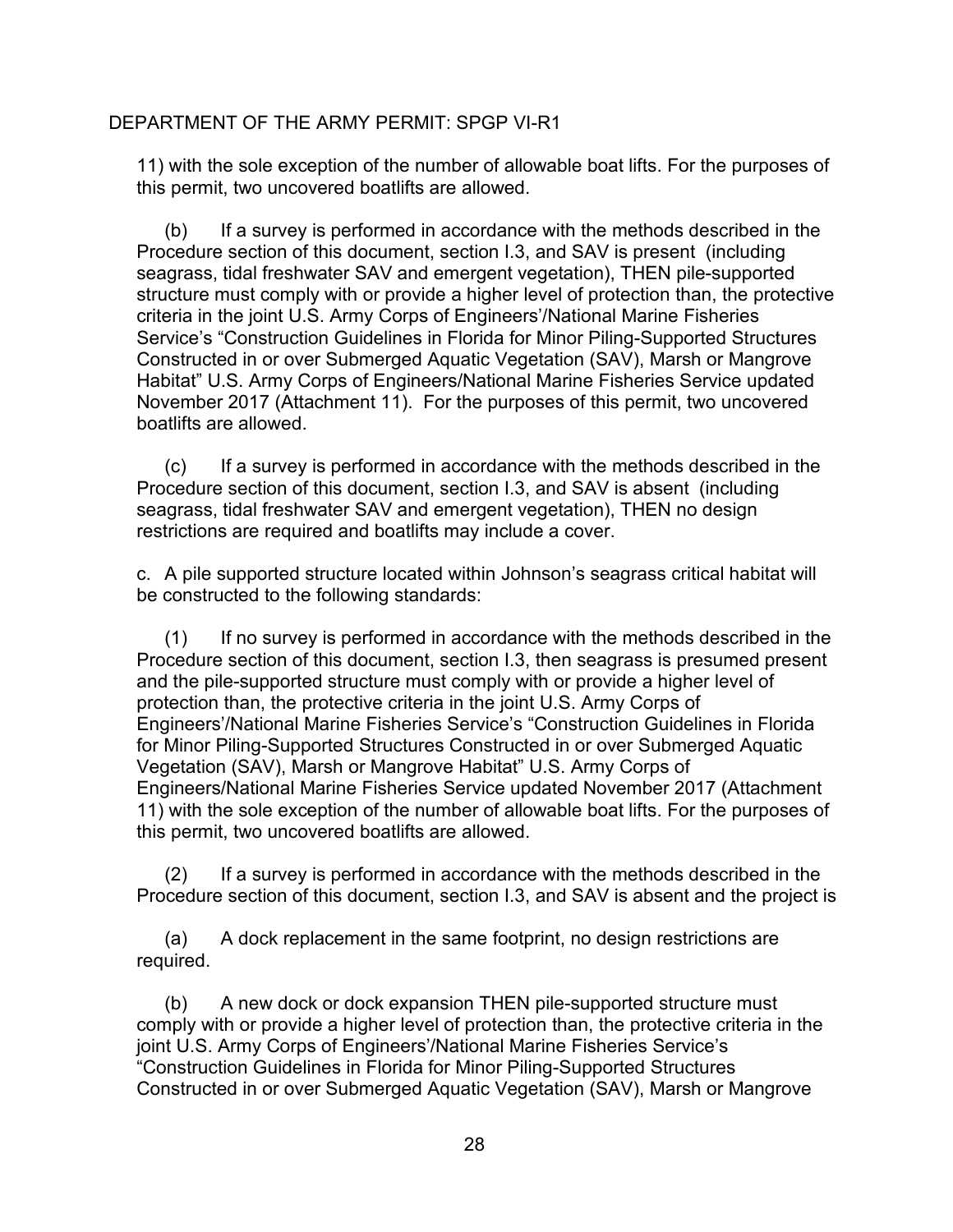11) with the sole exception of the number of allowable boat lifts. For the purposes of this permit, two uncovered boatlifts are allowed.

(b) If a survey is performed in accordance with the methods described in the Procedure section of this document, section I.3, and SAV is present (including seagrass, tidal freshwater SAV and emergent vegetation), THEN pile-supported structure must comply with or provide a higher level of protection than, the protective criteria in the joint U.S. Army Corps of Engineers'/National Marine Fisheries Service's "Construction Guidelines in Florida for Minor Piling-Supported Structures Constructed in or over Submerged Aquatic Vegetation (SAV), Marsh or Mangrove Habitat" U.S. Army Corps of Engineers/National Marine Fisheries Service updated November 2017 (Attachment 11). For the purposes of this permit, two uncovered boatlifts are allowed.

(c) If a survey is performed in accordance with the methods described in the Procedure section of this document, section I.3, and SAV is absent (including seagrass, tidal freshwater SAV and emergent vegetation), THEN no design restrictions are required and boatlifts may include a cover.

c. A pile supported structure located within Johnson's seagrass critical habitat will be constructed to the following standards:

(1) If no survey is performed in accordance with the methods described in the Procedure section of this document, section I.3, then seagrass is presumed present and the pile-supported structure must comply with or provide a higher level of protection than, the protective criteria in the joint U.S. Army Corps of Engineers'/National Marine Fisheries Service's "Construction Guidelines in Florida for Minor Piling-Supported Structures Constructed in or over Submerged Aquatic Vegetation (SAV), Marsh or Mangrove Habitat" U.S. Army Corps of Engineers/National Marine Fisheries Service updated November 2017 (Attachment 11) with the sole exception of the number of allowable boat lifts. For the purposes of this permit, two uncovered boatlifts are allowed.

(2) If a survey is performed in accordance with the methods described in the Procedure section of this document, section I.3, and SAV is absent and the project is

(a) A dock replacement in the same footprint, no design restrictions are required.

(b) A new dock or dock expansion THEN pile-supported structure must comply with or provide a higher level of protection than, the protective criteria in the joint U.S. Army Corps of Engineers'/National Marine Fisheries Service's "Construction Guidelines in Florida for Minor Piling-Supported Structures Constructed in or over Submerged Aquatic Vegetation (SAV), Marsh or Mangrove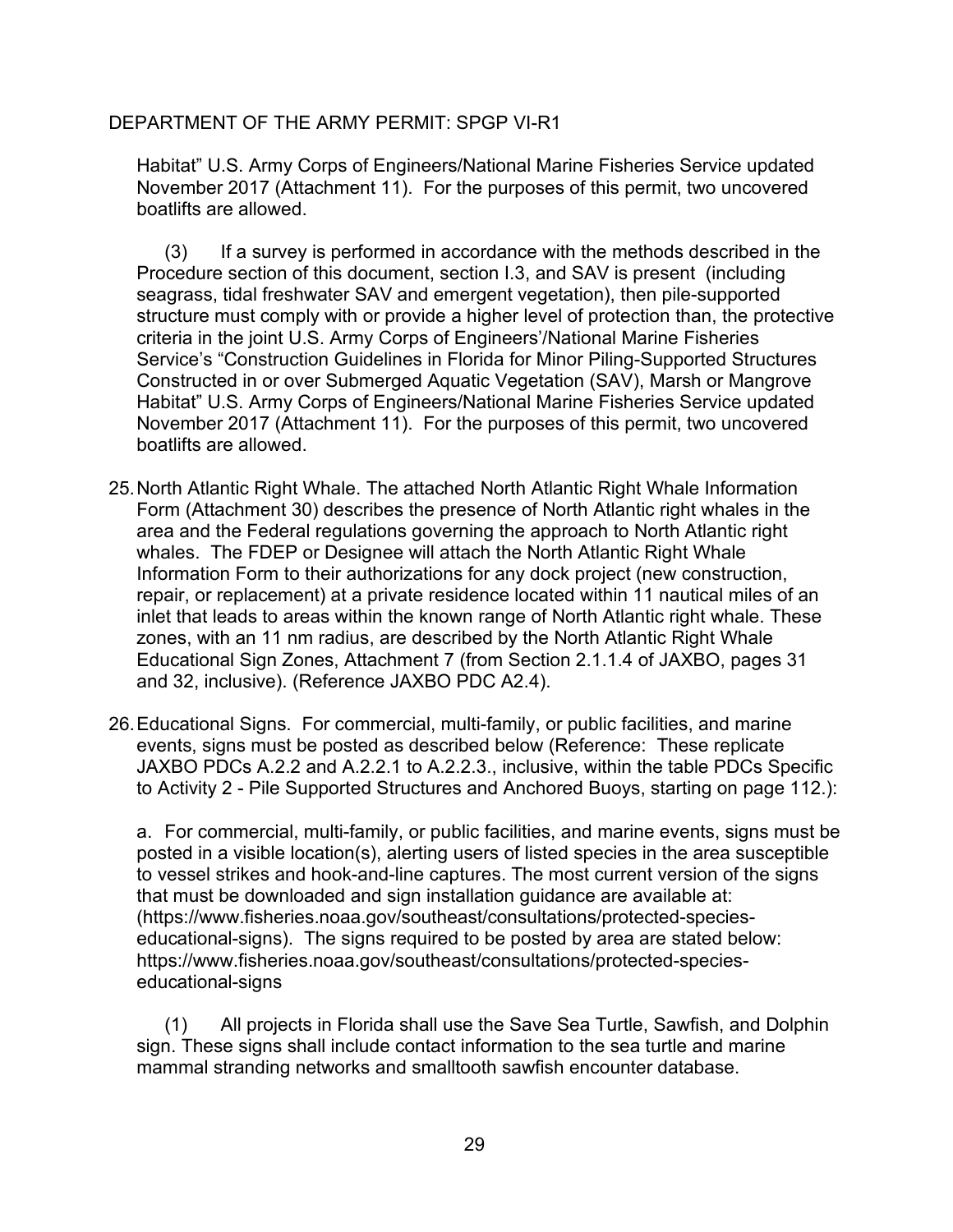Habitat" U.S. Army Corps of Engineers/National Marine Fisheries Service updated November 2017 (Attachment 11). For the purposes of this permit, two uncovered boatlifts are allowed.

(3) If a survey is performed in accordance with the methods described in the Procedure section of this document, section I.3, and SAV is present (including seagrass, tidal freshwater SAV and emergent vegetation), then pile-supported structure must comply with or provide a higher level of protection than, the protective criteria in the joint U.S. Army Corps of Engineers'/National Marine Fisheries Service's "Construction Guidelines in Florida for Minor Piling-Supported Structures Constructed in or over Submerged Aquatic Vegetation (SAV), Marsh or Mangrove Habitat" U.S. Army Corps of Engineers/National Marine Fisheries Service updated November 2017 (Attachment 11). For the purposes of this permit, two uncovered boatlifts are allowed.

25. North Atlantic Right Whale. The attached North Atlantic Right Whale Information Form (Attachment 30) describes the presence of North Atlantic right whales in the area and the Federal regulations governing the approach to North Atlantic right whales. The FDEP or Designee will attach the North Atlantic Right Whale Information Form to their authorizations for any dock project (new construction, repair, or replacement) at a private residence located within 11 nautical miles of an inlet that leads to areas within the known range of North Atlantic right whale. These zones, with an 11 nm radius, are described by the North Atlantic Right Whale Educational Sign Zones, Attachment 7 (from Section 2.1.1.4 of JAXBO, pages 31 and 32, inclusive). (Reference JAXBO PDC A2.4).

26. Educational Signs. For commercial, multi-family, or public facilities, and marine events, signs must be posted as described below (Reference: These replicate JAXBO PDCs A.2.2 and A.2.2.1 to A.2.2.3., inclusive, within the table PDCs Specific to Activity 2 - Pile Supported Structures and Anchored Buoys, starting on page 112.):

a. For commercial, multi-family, or public facilities, and marine events, signs must be posted in a visible location(s), alerting users of listed species in the area susceptible to vessel strikes and hook-and-line captures. The most current version of the signs that must be downloaded and sign installation guidance are available at: (https://www.fisheries.noaa.gov/southeast/consultations/protected-species-educational-signs). The signs required to be posted by area are stated below: https://www.fisheries.noaa.gov/southeast/consultations/protected-species-educational-signs

(1) All projects in Florida shall use the Save Sea Turtle, Sawfish, and Dolphin sign. These signs shall include contact information to the sea turtle and marine mammal stranding networks and smalltooth sawfish encounter database.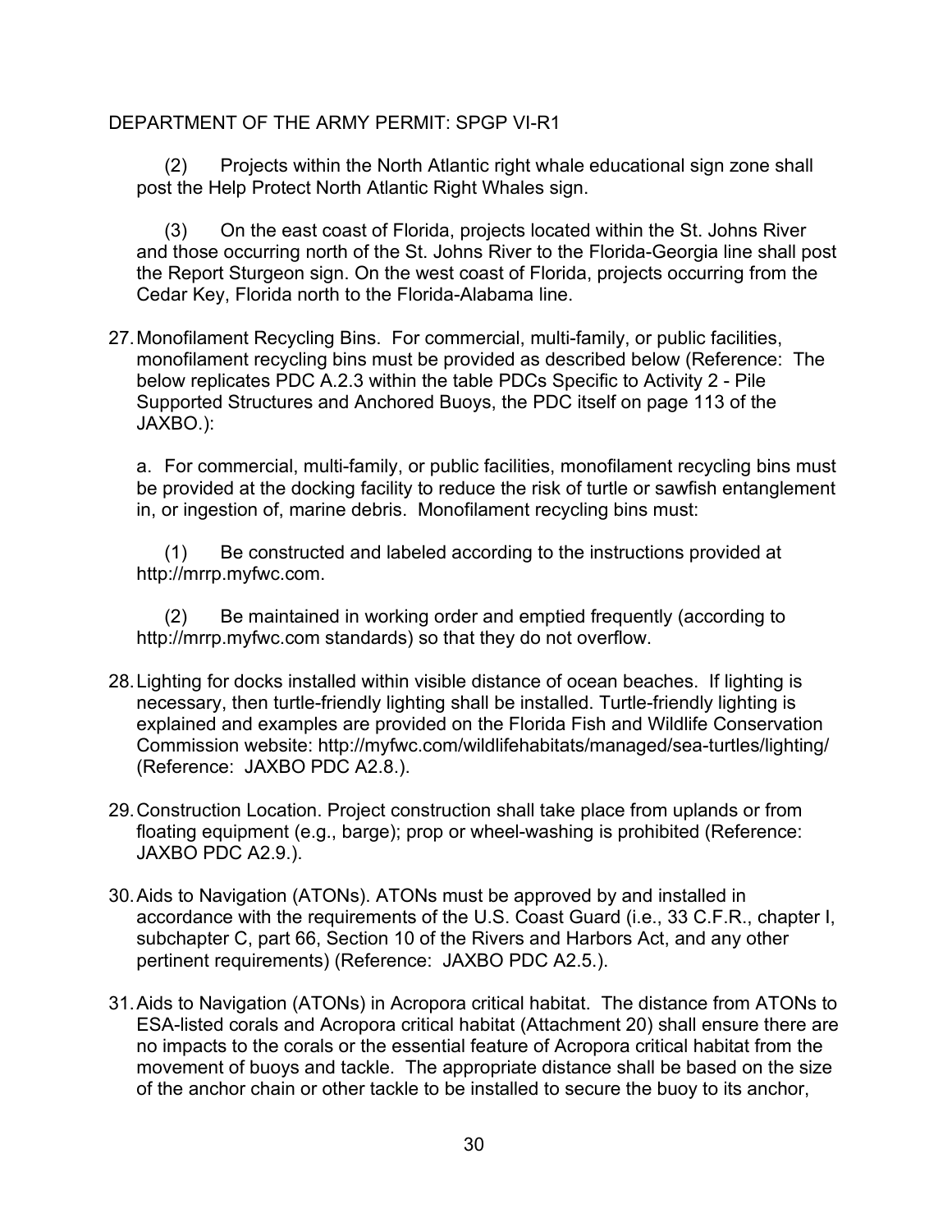(2) Projects within the North Atlantic right whale educational sign zone shall post the Help Protect North Atlantic Right Whales sign.

(3) On the east coast of Florida, projects located within the St. Johns River and those occurring north of the St. Johns River to the Florida-Georgia line shall post the Report Sturgeon sign. On the west coast of Florida, projects occurring from the Cedar Key, Florida north to the Florida-Alabama line.

27. Monofilament Recycling Bins. For commercial, multi-family, or public facilities, monofilament recycling bins must be provided as described below (Reference: The below replicates PDC A.2.3 within the table PDCs Specific to Activity 2 - Pile Supported Structures and Anchored Buoys, the PDC itself on page 113 of the JAXBO.):

   a. For commercial, multi-family, or public facilities, monofilament recycling bins must be provided at the docking facility to reduce the risk of turtle or sawfish entanglement in, or ingestion of, marine debris. Monofilament recycling bins must:

   (1) Be constructed and labeled according to the instructions provided at http://mrrp.myfwc.com.

   (2) Be maintained in working order and emptied frequently (according to http://mrrp.myfwc.com standards) so that they do not overflow.

28. Lighting for docks installed within visible distance of ocean beaches. If lighting is necessary, then turtle-friendly lighting shall be installed. Turtle-friendly lighting is explained and examples are provided on the Florida Fish and Wildlife Conservation Commission website: http://myfwc.com/wildlifehabitats/managed/sea-turtles/lighting/ (Reference: JAXBO PDC A2.8.).

29. Construction Location. Project construction shall take place from uplands or from floating equipment (e.g., barge); prop or wheel-washing is prohibited (Reference: JAXBO PDC A2.9.).

30. Aids to Navigation (ATONs). ATONs must be approved by and installed in accordance with the requirements of the U.S. Coast Guard (i.e., 33 C.F.R., chapter I, subchapter C, part 66, Section 10 of the Rivers and Harbors Act, and any other pertinent requirements) (Reference: JAXBO PDC A2.5.).

31. Aids to Navigation (ATONs) in Acropora critical habitat. The distance from ATONs to ESA-listed corals and Acropora critical habitat (Attachment 20) shall ensure there are no impacts to the corals or the essential feature of Acropora critical habitat from the movement of buoys and tackle. The appropriate distance shall be based on the size of the anchor chain or other tackle to be installed to secure the buoy to its anchor,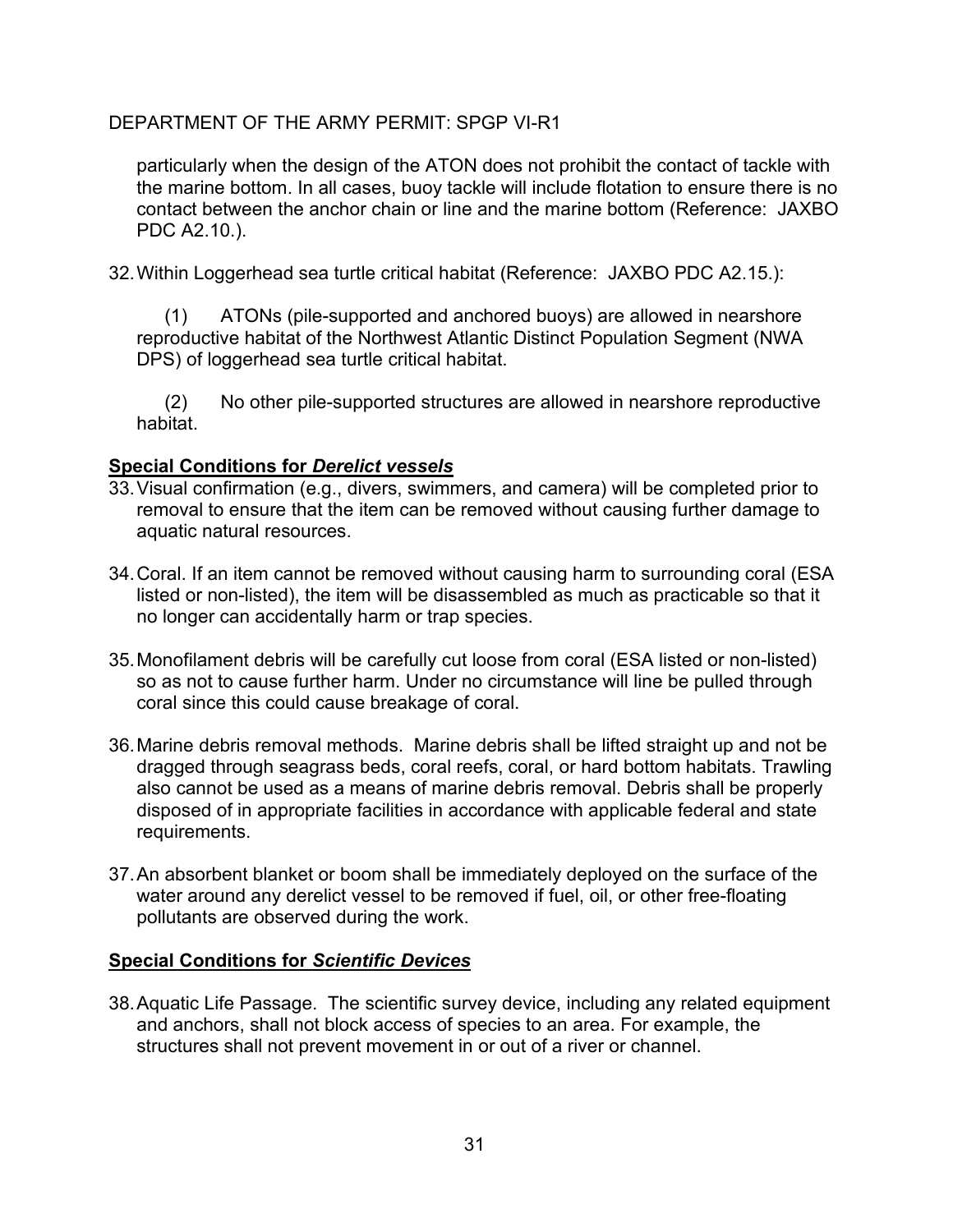particularly when the design of the ATON does not prohibit the contact of tackle with the marine bottom. In all cases, buoy tackle will include flotation to ensure there is no contact between the anchor chain or line and the marine bottom (Reference: JAXBO PDC A2.10.).

32. Within Loggerhead sea turtle critical habitat (Reference: JAXBO PDC A2.15.):

    (1) ATONs (pile-supported and anchored buoys) are allowed in nearshore reproductive habitat of the Northwest Atlantic Distinct Population Segment (NWA DPS) of loggerhead sea turtle critical habitat.

    (2) No other pile-supported structures are allowed in nearshore reproductive habitat.

**<u>Special Conditions for *Derelict vessels*</u>**

33. Visual confirmation (e.g., divers, swimmers, and camera) will be completed prior to removal to ensure that the item can be removed without causing further damage to aquatic natural resources.

34. Coral. If an item cannot be removed without causing harm to surrounding coral (ESA listed or non-listed), the item will be disassembled as much as practicable so that it no longer can accidentally harm or trap species.

35. Monofilament debris will be carefully cut loose from coral (ESA listed or non-listed) so as not to cause further harm. Under no circumstance will line be pulled through coral since this could cause breakage of coral.

36. Marine debris removal methods. Marine debris shall be lifted straight up and not be dragged through seagrass beds, coral reefs, coral, or hard bottom habitats. Trawling also cannot be used as a means of marine debris removal. Debris shall be properly disposed of in appropriate facilities in accordance with applicable federal and state requirements.

37. An absorbent blanket or boom shall be immediately deployed on the surface of the water around any derelict vessel to be removed if fuel, oil, or other free-floating pollutants are observed during the work.

**<u>Special Conditions for *Scientific Devices*</u>**

38. Aquatic Life Passage. The scientific survey device, including any related equipment and anchors, shall not block access of species to an area. For example, the structures shall not prevent movement in or out of a river or channel.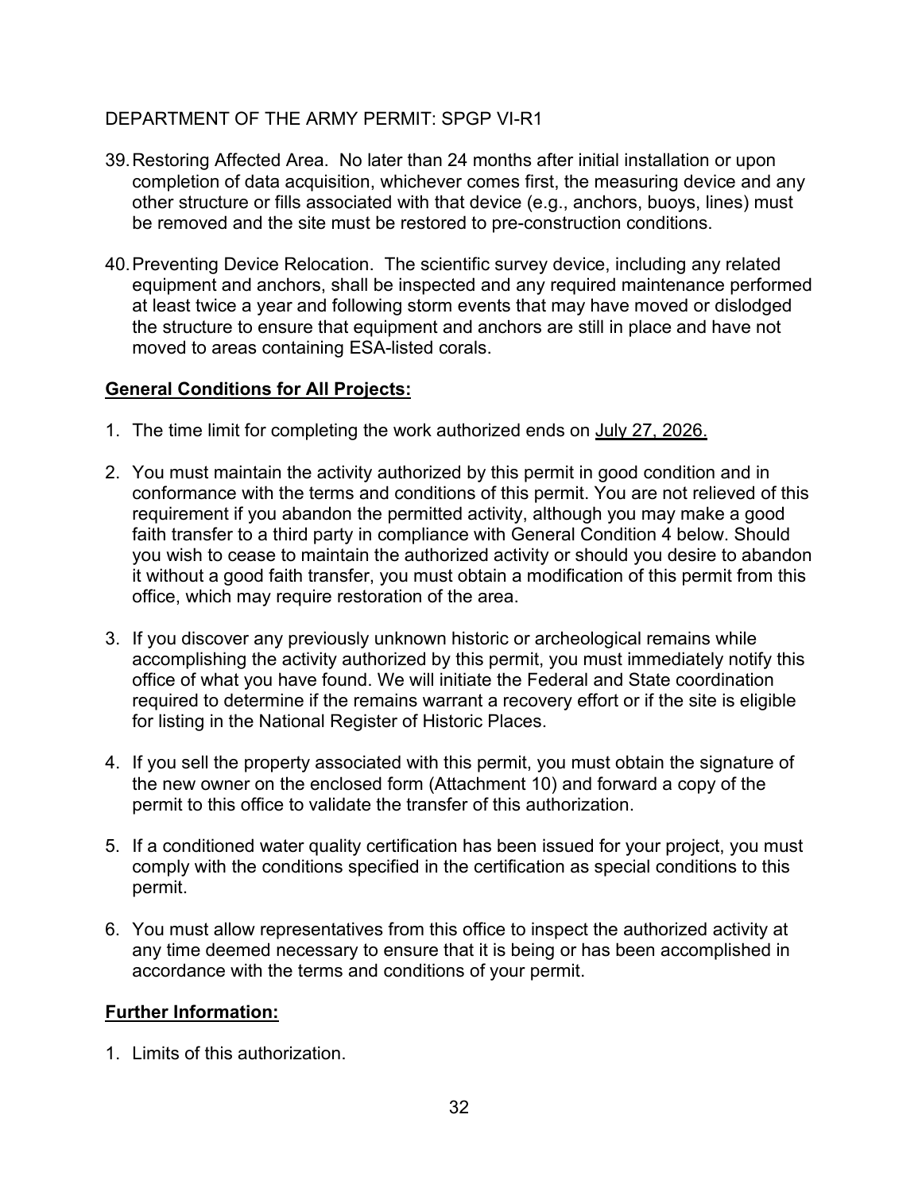39. Restoring Affected Area. No later than 24 months after initial installation or upon completion of data acquisition, whichever comes first, the measuring device and any other structure or fills associated with that device (e.g., anchors, buoys, lines) must be removed and the site must be restored to pre-construction conditions.

40. Preventing Device Relocation. The scientific survey device, including any related equipment and anchors, shall be inspected and any required maintenance performed at least twice a year and following storm events that may have moved or dislodged the structure to ensure that equipment and anchors are still in place and have not moved to areas containing ESA-listed corals.

**General Conditions for All Projects:**

1. The time limit for completing the work authorized ends on July 27, 2026.

2. You must maintain the activity authorized by this permit in good condition and in conformance with the terms and conditions of this permit. You are not relieved of this requirement if you abandon the permitted activity, although you may make a good faith transfer to a third party in compliance with General Condition 4 below. Should you wish to cease to maintain the authorized activity or should you desire to abandon it without a good faith transfer, you must obtain a modification of this permit from this office, which may require restoration of the area.

3. If you discover any previously unknown historic or archeological remains while accomplishing the activity authorized by this permit, you must immediately notify this office of what you have found. We will initiate the Federal and State coordination required to determine if the remains warrant a recovery effort or if the site is eligible for listing in the National Register of Historic Places.

4. If you sell the property associated with this permit, you must obtain the signature of the new owner on the enclosed form (Attachment 10) and forward a copy of the permit to this office to validate the transfer of this authorization.

5. If a conditioned water quality certification has been issued for your project, you must comply with the conditions specified in the certification as special conditions to this permit.

6. You must allow representatives from this office to inspect the authorized activity at any time deemed necessary to ensure that it is being or has been accomplished in accordance with the terms and conditions of your permit.

**Further Information:**

1. Limits of this authorization.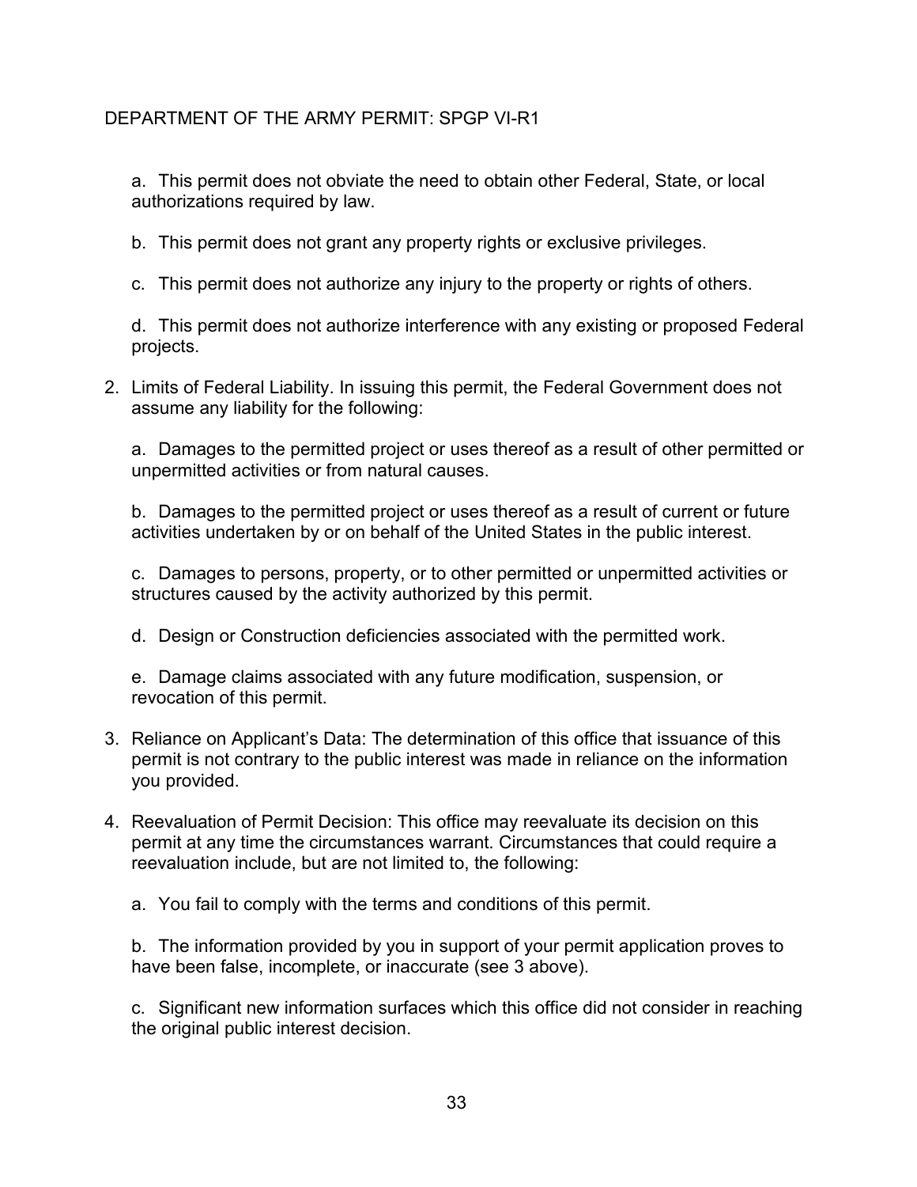DEPARTMENT OF THE ARMY PERMIT: SPGP VI-R1

a. This permit does not obviate the need to obtain other Federal, State, or local authorizations required by law.

b. This permit does not grant any property rights or exclusive privileges.

c. This permit does not authorize any injury to the property or rights of others.

d. This permit does not authorize interference with any existing or proposed Federal projects.

2. Limits of Federal Liability. In issuing this permit, the Federal Government does not assume any liability for the following:

   a. Damages to the permitted project or uses thereof as a result of other permitted or unpermitted activities or from natural causes.

   b. Damages to the permitted project or uses thereof as a result of current or future activities undertaken by or on behalf of the United States in the public interest.

   c. Damages to persons, property, or to other permitted or unpermitted activities or structures caused by the activity authorized by this permit.

   d. Design or Construction deficiencies associated with the permitted work.

   e. Damage claims associated with any future modification, suspension, or revocation of this permit.

3. Reliance on Applicant's Data: The determination of this office that issuance of this permit is not contrary to the public interest was made in reliance on the information you provided.

4. Reevaluation of Permit Decision: This office may reevaluate its decision on this permit at any time the circumstances warrant. Circumstances that could require a reevaluation include, but are not limited to, the following:

   a. You fail to comply with the terms and conditions of this permit.

   b. The information provided by you in support of your permit application proves to have been false, incomplete, or inaccurate (see 3 above).

   c. Significant new information surfaces which this office did not consider in reaching the original public interest decision.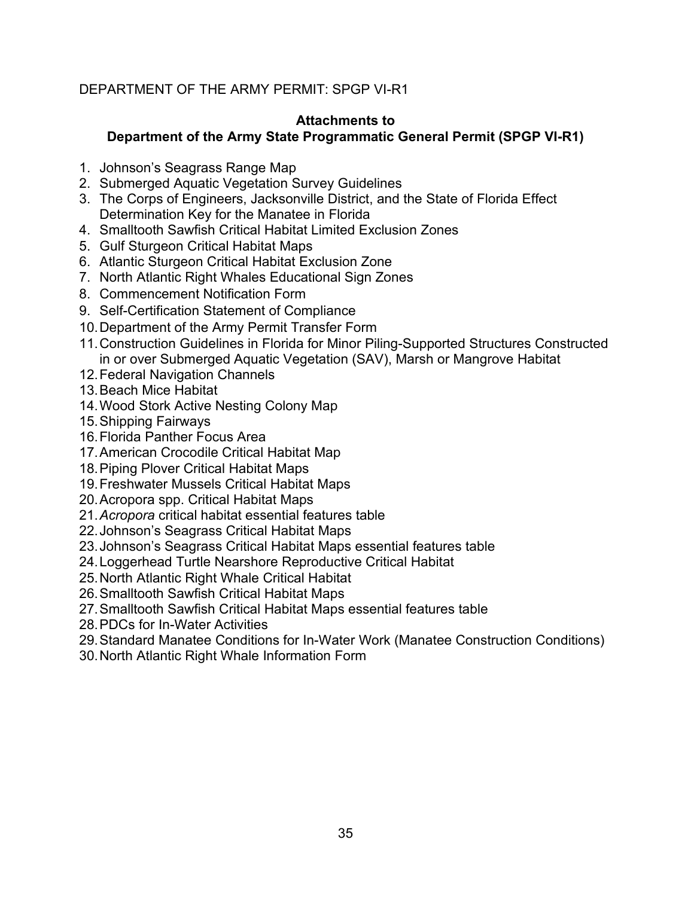DEPARTMENT OF THE ARMY PERMIT: SPGP VI-R1

**Attachments to**
**Department of the Army State Programmatic General Permit (SPGP VI-R1)**

1. Johnson's Seagrass Range Map
2. Submerged Aquatic Vegetation Survey Guidelines
3. The Corps of Engineers, Jacksonville District, and the State of Florida Effect Determination Key for the Manatee in Florida
4. Smalltooth Sawfish Critical Habitat Limited Exclusion Zones
5. Gulf Sturgeon Critical Habitat Maps
6. Atlantic Sturgeon Critical Habitat Exclusion Zone
7. North Atlantic Right Whales Educational Sign Zones
8. Commencement Notification Form
9. Self-Certification Statement of Compliance
10. Department of the Army Permit Transfer Form
11. Construction Guidelines in Florida for Minor Piling-Supported Structures Constructed in or over Submerged Aquatic Vegetation (SAV), Marsh or Mangrove Habitat
12. Federal Navigation Channels
13. Beach Mice Habitat
14. Wood Stork Active Nesting Colony Map
15. Shipping Fairways
16. Florida Panther Focus Area
17. American Crocodile Critical Habitat Map
18. Piping Plover Critical Habitat Maps
19. Freshwater Mussels Critical Habitat Maps
20. Acropora spp. Critical Habitat Maps
21. *Acropora* critical habitat essential features table
22. Johnson's Seagrass Critical Habitat Maps
23. Johnson's Seagrass Critical Habitat Maps essential features table
24. Loggerhead Turtle Nearshore Reproductive Critical Habitat
25. North Atlantic Right Whale Critical Habitat
26. Smalltooth Sawfish Critical Habitat Maps
27. Smalltooth Sawfish Critical Habitat Maps essential features table
28. PDCs for In-Water Activities
29. Standard Manatee Conditions for In-Water Work (Manatee Construction Conditions)
30. North Atlantic Right Whale Information Form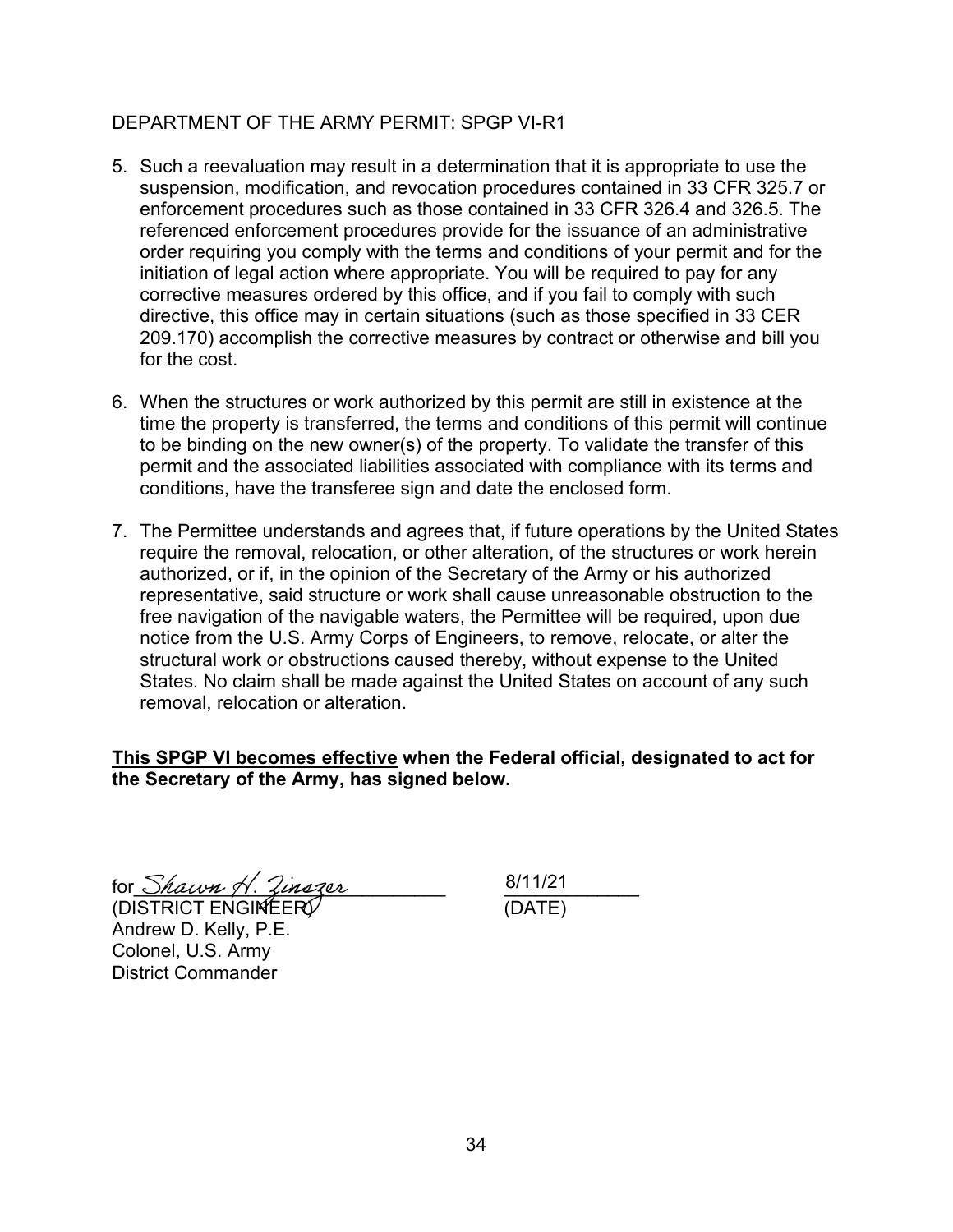DEPARTMENT OF THE ARMY PERMIT: SPGP VI-R1

5. Such a reevaluation may result in a determination that it is appropriate to use the suspension, modification, and revocation procedures contained in 33 CFR 325.7 or enforcement procedures such as those contained in 33 CFR 326.4 and 326.5. The referenced enforcement procedures provide for the issuance of an administrative order requiring you comply with the terms and conditions of your permit and for the initiation of legal action where appropriate. You will be required to pay for any corrective measures ordered by this office, and if you fail to comply with such directive, this office may in certain situations (such as those specified in 33 CER 209.170) accomplish the corrective measures by contract or otherwise and bill you for the cost.

6. When the structures or work authorized by this permit are still in existence at the time the property is transferred, the terms and conditions of this permit will continue to be binding on the new owner(s) of the property. To validate the transfer of this permit and the associated liabilities associated with compliance with its terms and conditions, have the transferee sign and date the enclosed form.

7. The Permittee understands and agrees that, if future operations by the United States require the removal, relocation, or other alteration, of the structures or work herein authorized, or if, in the opinion of the Secretary of the Army or his authorized representative, said structure or work shall cause unreasonable obstruction to the free navigation of the navigable waters, the Permittee will be required, upon due notice from the U.S. Army Corps of Engineers, to remove, relocate, or alter the structural work or obstructions caused thereby, without expense to the United States. No claim shall be made against the United States on account of any such removal, relocation or alteration.

**<u>This SPGP VI becomes effective</u> when the Federal official, designated to act for the Secretary of the Army, has signed below.**

for *Shawn H. Zinszer* 8/11/21

(DISTRICT ENGINEER) (DATE)

Andrew D. Kelly, P.E.
Colonel, U.S. Army
District Commander